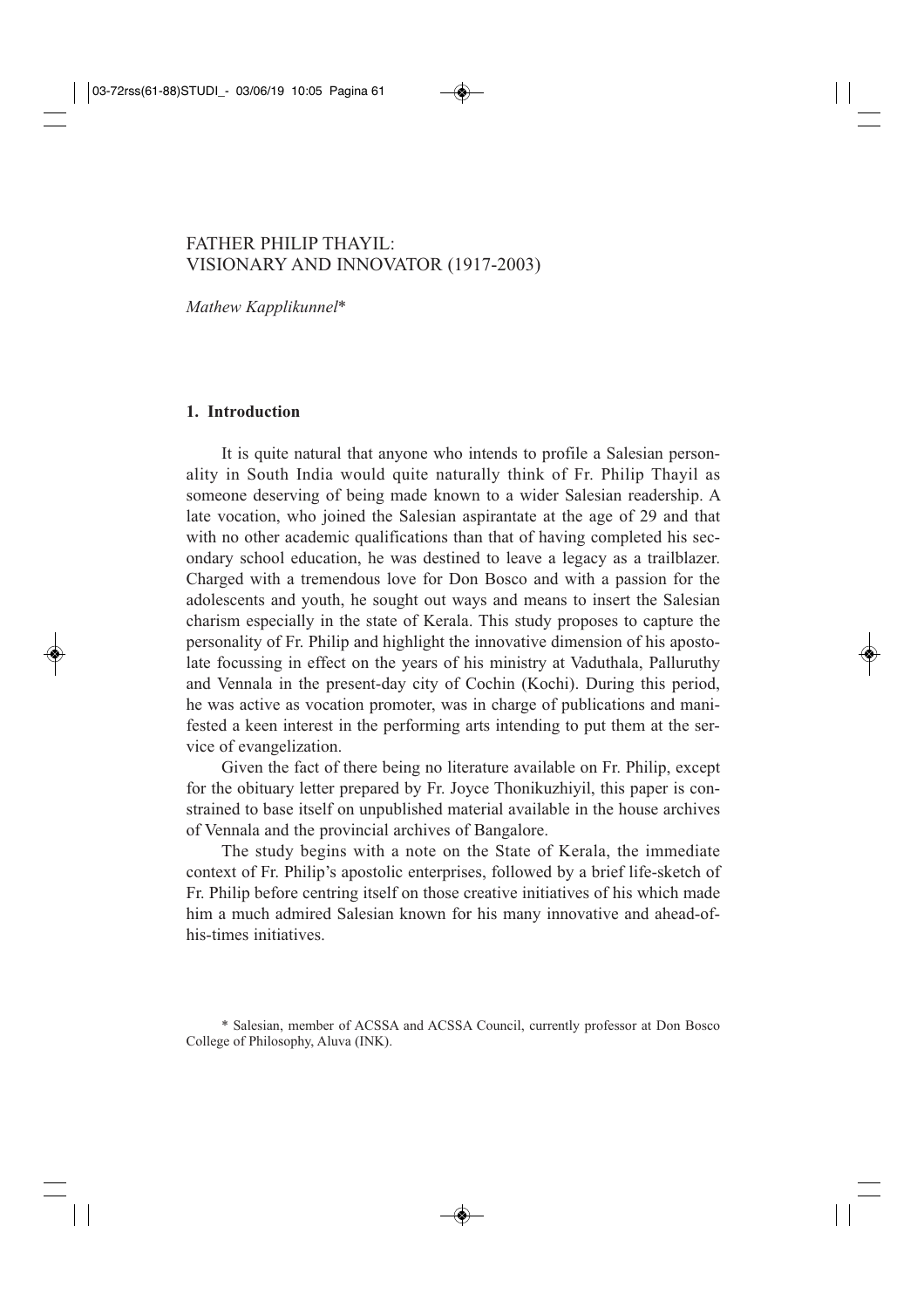# FATHER PHILIP THAYIL: VISIONARY AND INNOVATOR (1917-2003)

*Mathew Kapplikunnel*\*

## 1. Introduction

It is quite natural that anyone who intends to profile a Salesian personality in South India would quite naturally think of Fr. Philip Thayil as someone deserving of being made known to a wider Salesian readership. A late vocation, who joined the Salesian aspirantate at the age of 29 and that with no other academic qualifications than that of having completed his secondary school education, he was destined to leave a legacy as a trailblazer. Charged with a tremendous love for Don Bosco and with a passion for the adolescents and youth, he sought out ways and means to insert the Salesian charism especially in the state of Kerala. This study proposes to capture the personality of Fr. Philip and highlight the innovative dimension of his apostolate focussing in effect on the years of his ministry at Vaduthala, Palluruthy and Vennala in the present-day city of Cochin (Kochi). During this period, he was active as vocation promoter, was in charge of publications and manifested a keen interest in the performing arts intending to put them at the service of evangelization.

Given the fact of there being no literature available on Fr. Philip, except for the obituary letter prepared by Fr. Joyce Thonikuzhiyil, this paper is constrained to base itself on unpublished material available in the house archives of Vennala and the provincial archives of Bangalore.

The study begins with a note on the State of Kerala, the immediate context of Fr. Philip's apostolic enterprises, followed by a brief life-sketch of Fr. Philip before centring itself on those creative initiatives of his which made him a much admired Salesian known for his many innovative and ahead-of-his-times initiatives.

\* Salesian, member of ACSSA and ACSSA Council, currently professor at Don Bosco College of Philosophy, Aluva (INK).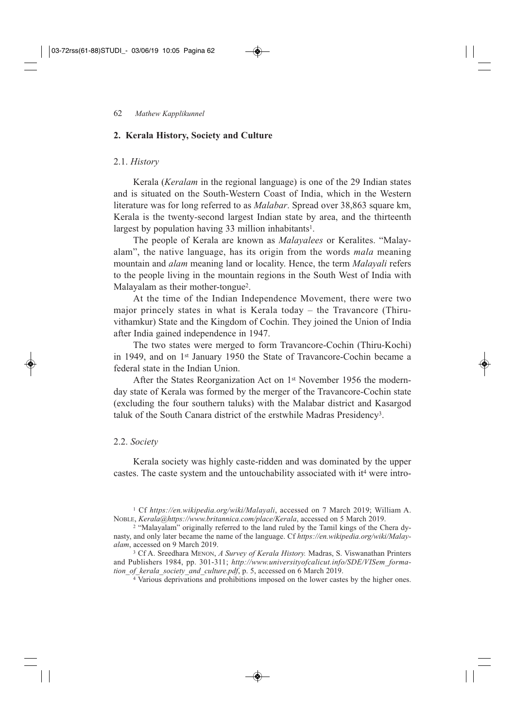## 2. Kerala History, Society and Culture

### 2.1. *History*

Kerala (*Keralam* in the regional language) is one of the 29 Indian states and is situated on the South-Western Coast of India, which in the Western literature was for long referred to as *Malabar*. Spread over 38,863 square km, Kerala is the twenty-second largest Indian state by area, and the thirteenth largest by population having 33 million inhabitants[1].

The people of Kerala are known as *Malayalees* or Keralites. "Malayalam", the native language, has its origin from the words *mala* meaning mountain and *alam* meaning land or locality. Hence, the term *Malayali* refers to the people living in the mountain regions in the South West of India with Malayalam as their mother-tongue[2].

At the time of the Indian Independence Movement, there were two major princely states in what is Kerala today – the Travancore (Thiruvithamkur) State and the Kingdom of Cochin. They joined the Union of India after India gained independence in 1947.

The two states were merged to form Travancore-Cochin (Thiru-Kochi) in 1949, and on 1st January 1950 the State of Travancore-Cochin became a federal state in the Indian Union.

After the States Reorganization Act on 1st November 1956 the modern-day state of Kerala was formed by the merger of the Travancore-Cochin state (excluding the four southern taluks) with the Malabar district and Kasargod taluk of the South Canara district of the erstwhile Madras Presidency[3].

### 2.2. *Society*

Kerala society was highly caste-ridden and was dominated by the upper castes. The caste system and the untouchability associated with it[4] were intro-

---

[1] Cf *https://en.wikipedia.org/wiki/Malayali*, accessed on 7 March 2019; William A. Noble, *Kerala@https://www.britannica.com/place/Kerala*, accessed on 5 March 2019.

[2] "Malayalam" originally referred to the land ruled by the Tamil kings of the Chera dynasty, and only later became the name of the language. Cf *https://en.wikipedia.org/wiki/Malayalam*, accessed on 9 March 2019.

[3] Cf A. Sreedhara Menon, *A Survey of Kerala History.* Madras, S. Viswanathan Printers and Publishers 1984, pp. 301-311; *http://www.universityofcalicut.info/SDE/VISem_formation_of_kerala_society_and_culture.pdf*, p. 5, accessed on 6 March 2019.

[4] Various deprivations and prohibitions imposed on the lower castes by the higher ones.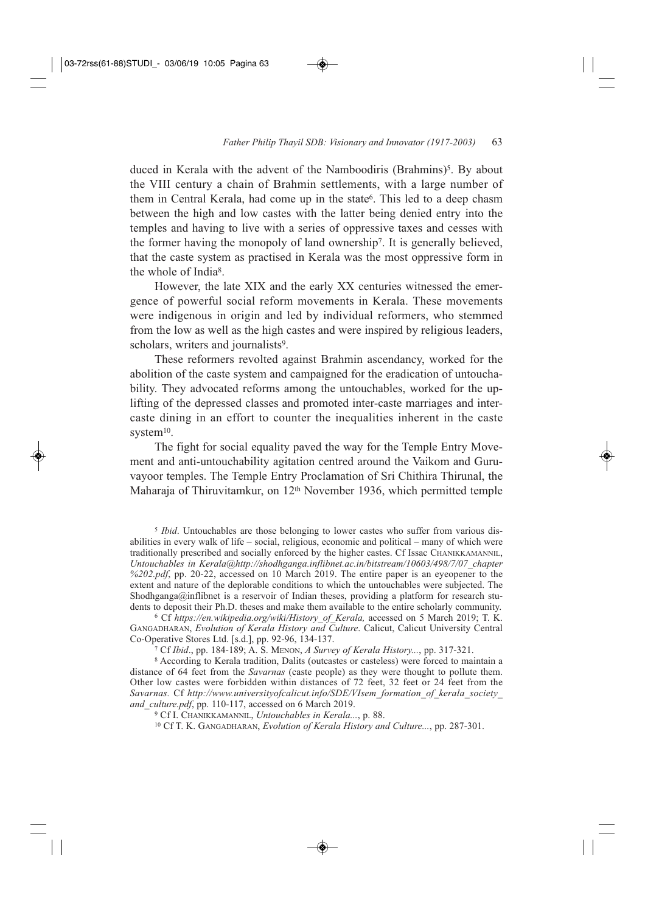duced in Kerala with the advent of the Namboodiris (Brahmins)[5]. By about the VIII century a chain of Brahmin settlements, with a large number of them in Central Kerala, had come up in the state[6]. This led to a deep chasm between the high and low castes with the latter being denied entry into the temples and having to live with a series of oppressive taxes and cesses with the former having the monopoly of land ownership[7]. It is generally believed, that the caste system as practised in Kerala was the most oppressive form in the whole of India[8].

However, the late XIX and the early XX centuries witnessed the emergence of powerful social reform movements in Kerala. These movements were indigenous in origin and led by individual reformers, who stemmed from the low as well as the high castes and were inspired by religious leaders, scholars, writers and journalists[9].

These reformers revolted against Brahmin ascendancy, worked for the abolition of the caste system and campaigned for the eradication of untouchability. They advocated reforms among the untouchables, worked for the uplifting of the depressed classes and promoted inter-caste marriages and intercaste dining in an effort to counter the inequalities inherent in the caste system[10].

The fight for social equality paved the way for the Temple Entry Movement and anti-untouchability agitation centred around the Vaikom and Guruvayoor temples. The Temple Entry Proclamation of Sri Chithira Thirunal, the Maharaja of Thiruvitamkur, on 12th November 1936, which permitted temple

---

[5] *Ibid*. Untouchables are those belonging to lower castes who suffer from various disabilities in every walk of life – social, religious, economic and political – many of which were traditionally prescribed and socially enforced by the higher castes. Cf Issac CHANIKKAMANNIL, *Untouchables in Kerala@http://shodhganga.inflibnet.ac.in/bitstream/10603/498/7/07_chapter %202.pdf*, pp. 20-22, accessed on 10 March 2019. The entire paper is an eyeopener to the extent and nature of the deplorable conditions to which the untouchables were subjected. The Shodhganga@inflibnet is a reservoir of Indian theses, providing a platform for research students to deposit their Ph.D. theses and make them available to the entire scholarly community.

[6] Cf *https://en.wikipedia.org/wiki/History_of_Kerala,* accessed on 5 March 2019; T. K. GANGADHARAN, *Evolution of Kerala History and Culture*. Calicut, Calicut University Central Co-Operative Stores Ltd. [s.d.], pp. 92-96, 134-137.

[7] Cf *Ibid*., pp. 184-189; A. S. MENON, *A Survey of Kerala History...*, pp. 317-321.

[8] According to Kerala tradition, Dalits (outcastes or casteless) were forced to maintain a distance of 64 feet from the *Savarnas* (caste people) as they were thought to pollute them. Other low castes were forbidden within distances of 72 feet, 32 feet or 24 feet from the *Savarnas.* Cf *http://www.universityofcalicut.info/SDE/VIsem_formation_of_kerala_society_and_culture.pdf*, pp. 110-117, accessed on 6 March 2019.

[9] Cf I. CHANIKKAMANNIL, *Untouchables in Kerala...*, p. 88.

[10] Cf T. K. GANGADHARAN, *Evolution of Kerala History and Culture...*, pp. 287-301.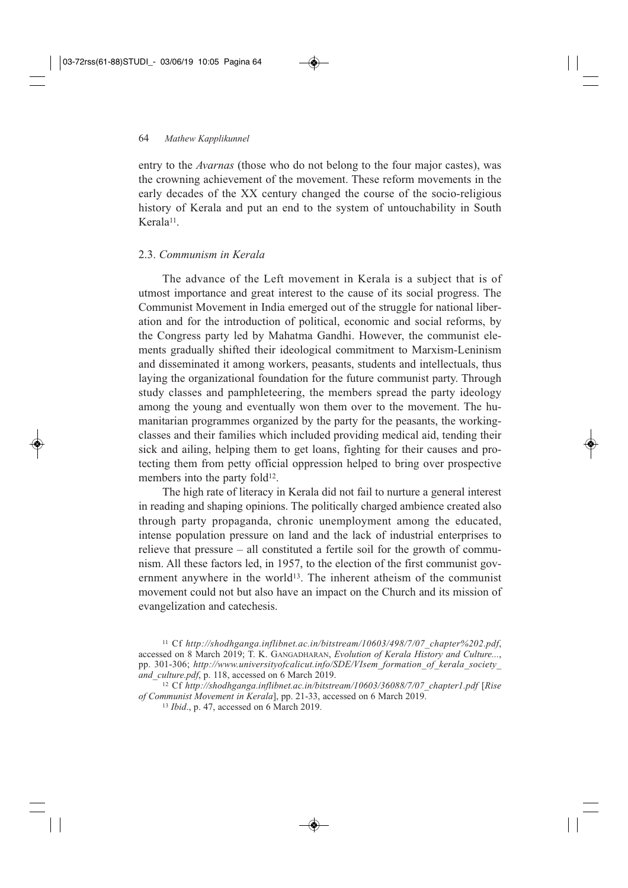entry to the *Avarnas* (those who do not belong to the four major castes), was the crowning achievement of the movement. These reform movements in the early decades of the XX century changed the course of the socio-religious history of Kerala and put an end to the system of untouchability in South Kerala[11].

### 2.3. *Communism in Kerala*

The advance of the Left movement in Kerala is a subject that is of utmost importance and great interest to the cause of its social progress. The Communist Movement in India emerged out of the struggle for national liberation and for the introduction of political, economic and social reforms, by the Congress party led by Mahatma Gandhi. However, the communist elements gradually shifted their ideological commitment to Marxism-Leninism and disseminated it among workers, peasants, students and intellectuals, thus laying the organizational foundation for the future communist party. Through study classes and pamphleteering, the members spread the party ideology among the young and eventually won them over to the movement. The humanitarian programmes organized by the party for the peasants, the working-classes and their families which included providing medical aid, tending their sick and ailing, helping them to get loans, fighting for their causes and protecting them from petty official oppression helped to bring over prospective members into the party fold[12].

The high rate of literacy in Kerala did not fail to nurture a general interest in reading and shaping opinions. The politically charged ambience created also through party propaganda, chronic unemployment among the educated, intense population pressure on land and the lack of industrial enterprises to relieve that pressure – all constituted a fertile soil for the growth of communism. All these factors led, in 1957, to the election of the first communist government anywhere in the world[13]. The inherent atheism of the communist movement could not but also have an impact on the Church and its mission of evangelization and catechesis.

---

[11] Cf *http://shodhganga.inflibnet.ac.in/bitstream/10603/498/7/07_chapter%202.pdf*, accessed on 8 March 2019; T. K. Gangadharan, *Evolution of Kerala History and Culture...*, pp. 301-306; *http://www.universityofcalicut.info/SDE/VIsem_formation_of_kerala_society_and_culture.pdf*, p. 118, accessed on 6 March 2019.

[12] Cf *http://shodhganga.inflibnet.ac.in/bitstream/10603/36088/7/07_chapter1.pdf* [*Rise of Communist Movement in Kerala*], pp. 21-33, accessed on 6 March 2019.

[13] *Ibid*., p. 47, accessed on 6 March 2019.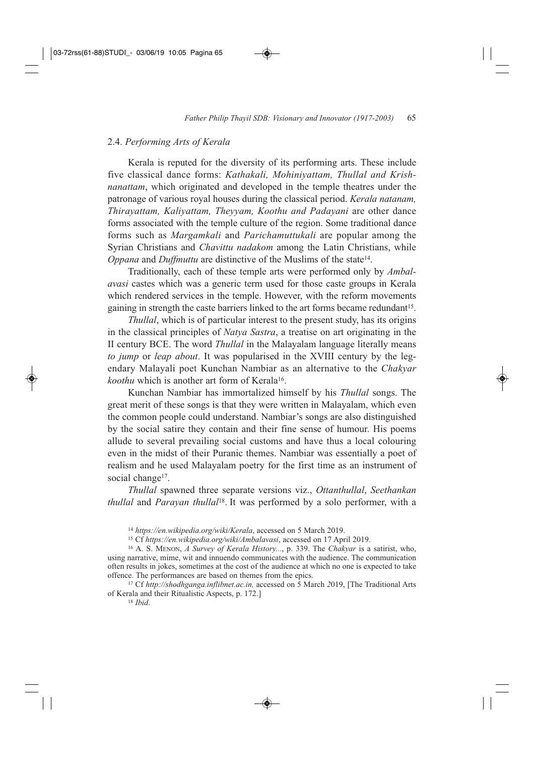## 2.4. *Performing Arts of Kerala*

Kerala is reputed for the diversity of its performing arts. These include five classical dance forms: *Kathakali, Mohiniyattam, Thullal and Krishnanattam*, which originated and developed in the temple theatres under the patronage of various royal houses during the classical period. *Kerala natanam, Thirayattam, Kaliyattam, Theyyam, Koothu and Padayani* are other dance forms associated with the temple culture of the region. Some traditional dance forms such as *Margamkali* and *Parichamuttukali* are popular among the Syrian Christians and *Chavittu nadakom* among the Latin Christians, while *Oppana* and *Duffmuttu* are distinctive of the Muslims of the state[14].

Traditionally, each of these temple arts were performed only by *Ambalavasi* castes which was a generic term used for those caste groups in Kerala which rendered services in the temple. However, with the reform movements gaining in strength the caste barriers linked to the art forms became redundant[15].

*Thullal*, which is of particular interest to the present study, has its origins in the classical principles of *Natya Sastra*, a treatise on art originating in the II century BCE. The word *Thullal* in the Malayalam language literally means *to jump* or *leap about*. It was popularised in the XVIII century by the legendary Malayali poet Kunchan Nambiar as an alternative to the *Chakyar koothu* which is another art form of Kerala[16].

Kunchan Nambiar has immortalized himself by his *Thullal* songs. The great merit of these songs is that they were written in Malayalam, which even the common people could understand. Nambiar's songs are also distinguished by the social satire they contain and their fine sense of humour. His poems allude to several prevailing social customs and have thus a local colouring even in the midst of their Puranic themes. Nambiar was essentially a poet of realism and he used Malayalam poetry for the first time as an instrument of social change[17].

*Thullal* spawned three separate versions viz., *Ottanthullal*, *Seethankan thullal* and *Parayan thullal*[18]. It was performed by a solo performer, with a

---

[14] *https://en.wikipedia.org/wiki/Kerala*, accessed on 5 March 2019.

[15] Cf *https://en.wikipedia.org/wiki/Ambalavasi*, accessed on 17 April 2019.

[16] A. S. Menon, *A Survey of Kerala History...*, p. 339. The *Chakyar* is a satirist, who, using narrative, mime, wit and innuendo communicates with the audience. The communication often results in jokes, sometimes at the cost of the audience at which no one is expected to take offence. The performances are based on themes from the epics.

[17] Cf *http://shodhganga.inflibnet.ac.in,* accessed on 5 March 2019, [The Traditional Arts of Kerala and their Ritualistic Aspects, p. 172.]

[18] *Ibid*.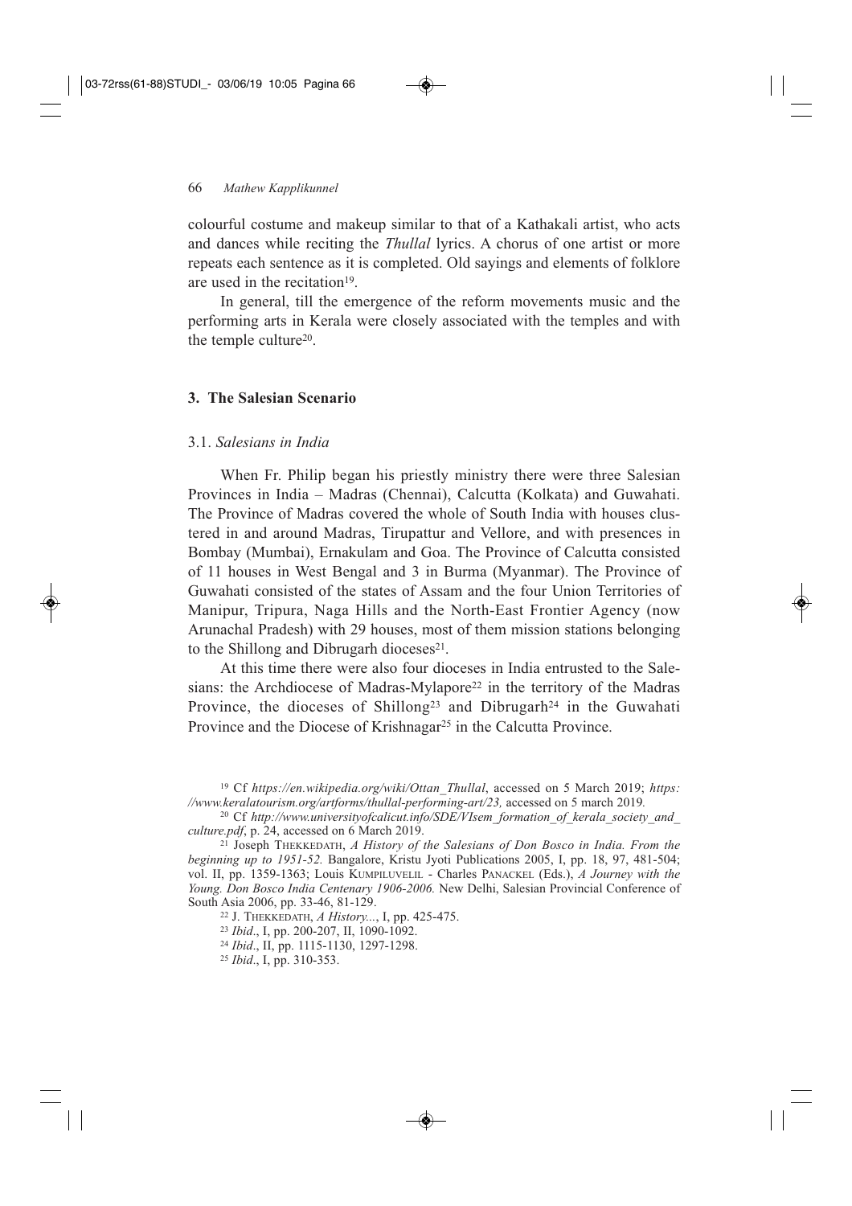colourful costume and makeup similar to that of a Kathakali artist, who acts and dances while reciting the *Thullal* lyrics. A chorus of one artist or more repeats each sentence as it is completed. Old sayings and elements of folklore are used in the recitation[19].

In general, till the emergence of the reform movements music and the performing arts in Kerala were closely associated with the temples and with the temple culture[20].

### 3. The Salesian Scenario

#### 3.1. *Salesians in India*

When Fr. Philip began his priestly ministry there were three Salesian Provinces in India – Madras (Chennai), Calcutta (Kolkata) and Guwahati. The Province of Madras covered the whole of South India with houses clustered in and around Madras, Tirupattur and Vellore, and with presences in Bombay (Mumbai), Ernakulam and Goa. The Province of Calcutta consisted of 11 houses in West Bengal and 3 in Burma (Myanmar). The Province of Guwahati consisted of the states of Assam and the four Union Territories of Manipur, Tripura, Naga Hills and the North-East Frontier Agency (now Arunachal Pradesh) with 29 houses, most of them mission stations belonging to the Shillong and Dibrugarh dioceses[21].

At this time there were also four dioceses in India entrusted to the Salesians: the Archdiocese of Madras-Mylapore[22] in the territory of the Madras Province, the dioceses of Shillong[23] and Dibrugarh[24] in the Guwahati Province and the Diocese of Krishnagar[25] in the Calcutta Province.

---

[19] Cf *https://en.wikipedia.org/wiki/Ottan_Thullal*, accessed on 5 March 2019; *https://www.keralatourism.org/artforms/thullal-performing-art/23,* accessed on 5 march 2019*.*

[20] Cf *http://www.universityofcalicut.info/SDE/VIsem_formation_of_kerala_society_and_culture.pdf*, p. 24, accessed on 6 March 2019.

[21] Joseph THEKKEDATH, *A History of the Salesians of Don Bosco in India. From the beginning up to 1951-52.* Bangalore, Kristu Jyoti Publications 2005, I, pp. 18, 97, 481-504; vol. II, pp. 1359-1363; Louis KUMPILUVELIL - Charles PANACKEL (Eds.), *A Journey with the Young. Don Bosco India Centenary 1906-2006.* New Delhi, Salesian Provincial Conference of South Asia 2006, pp. 33-46, 81-129.

[22] J. THEKKEDATH, *A History...*, I, pp. 425-475.

[23] *Ibid*., I, pp. 200-207, II, 1090-1092.

[24] *Ibid*., II, pp. 1115-1130, 1297-1298.

[25] *Ibid*., I, pp. 310-353.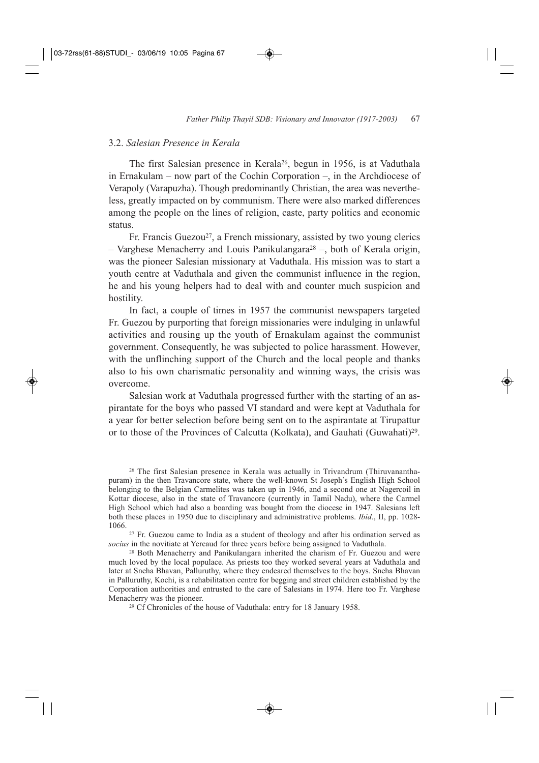### 3.2. *Salesian Presence in Kerala*

The first Salesian presence in Kerala[26], begun in 1956, is at Vaduthala in Ernakulam – now part of the Cochin Corporation –, in the Archdiocese of Verapoly (Varapuzha). Though predominantly Christian, the area was nevertheless, greatly impacted on by communism. There were also marked differences among the people on the lines of religion, caste, party politics and economic status.

Fr. Francis Guezou[27], a French missionary, assisted by two young clerics – Varghese Menacherry and Louis Panikulangara[28] –, both of Kerala origin, was the pioneer Salesian missionary at Vaduthala. His mission was to start a youth centre at Vaduthala and given the communist influence in the region, he and his young helpers had to deal with and counter much suspicion and hostility.

In fact, a couple of times in 1957 the communist newspapers targeted Fr. Guezou by purporting that foreign missionaries were indulging in unlawful activities and rousing up the youth of Ernakulam against the communist government. Consequently, he was subjected to police harassment. However, with the unflinching support of the Church and the local people and thanks also to his own charismatic personality and winning ways, the crisis was overcome.

Salesian work at Vaduthala progressed further with the starting of an aspirantate for the boys who passed VI standard and were kept at Vaduthala for a year for better selection before being sent on to the aspirantate at Tirupattur or to those of the Provinces of Calcutta (Kolkata), and Gauhati (Guwahati)[29].

---

[26] The first Salesian presence in Kerala was actually in Trivandrum (Thiruvananthapuram) in the then Travancore state, where the well-known St Joseph's English High School belonging to the Belgian Carmelites was taken up in 1946, and a second one at Nagercoil in Kottar diocese, also in the state of Travancore (currently in Tamil Nadu), where the Carmel High School which had also a boarding was bought from the diocese in 1947. Salesians left both these places in 1950 due to disciplinary and administrative problems. *Ibid*., II, pp. 1028-1066.

[27] Fr. Guezou came to India as a student of theology and after his ordination served as *socius* in the novitiate at Yercaud for three years before being assigned to Vaduthala.

[28] Both Menacherry and Panikulangara inherited the charism of Fr. Guezou and were much loved by the local populace. As priests too they worked several years at Vaduthala and later at Sneha Bhavan, Palluruthy, where they endeared themselves to the boys. Sneha Bhavan in Palluruthy, Kochi, is a rehabilitation centre for begging and street children established by the Corporation authorities and entrusted to the care of Salesians in 1974. Here too Fr. Varghese Menacherry was the pioneer.

[29] Cf Chronicles of the house of Vaduthala: entry for 18 January 1958.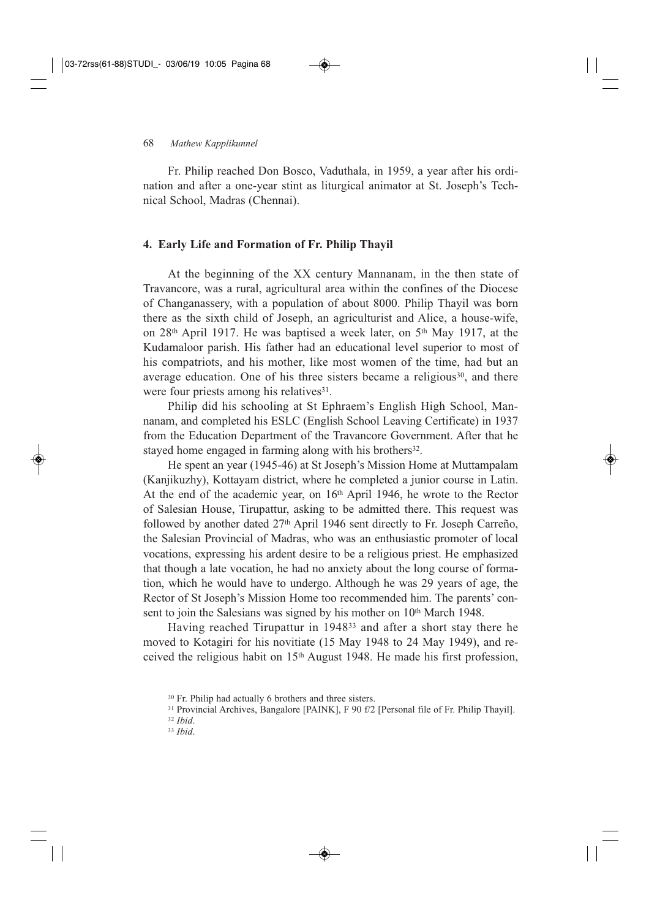Fr. Philip reached Don Bosco, Vaduthala, in 1959, a year after his ordination and after a one-year stint as liturgical animator at St. Joseph's Technical School, Madras (Chennai).

## 4. Early Life and Formation of Fr. Philip Thayil

At the beginning of the XX century Mannanam, in the then state of Travancore, was a rural, agricultural area within the confines of the Diocese of Changanassery, with a population of about 8000. Philip Thayil was born there as the sixth child of Joseph, an agriculturist and Alice, a house-wife, on 28th April 1917. He was baptised a week later, on 5th May 1917, at the Kudamaloor parish. His father had an educational level superior to most of his compatriots, and his mother, like most women of the time, had but an average education. One of his three sisters became a religious[30], and there were four priests among his relatives[31].

Philip did his schooling at St Ephraem's English High School, Mannanam, and completed his ESLC (English School Leaving Certificate) in 1937 from the Education Department of the Travancore Government. After that he stayed home engaged in farming along with his brothers[32].

He spent an year (1945-46) at St Joseph's Mission Home at Muttampalam (Kanjikuzhy), Kottayam district, where he completed a junior course in Latin. At the end of the academic year, on 16th April 1946, he wrote to the Rector of Salesian House, Tirupattur, asking to be admitted there. This request was followed by another dated 27th April 1946 sent directly to Fr. Joseph Carreño, the Salesian Provincial of Madras, who was an enthusiastic promoter of local vocations, expressing his ardent desire to be a religious priest. He emphasized that though a late vocation, he had no anxiety about the long course of formation, which he would have to undergo. Although he was 29 years of age, the Rector of St Joseph's Mission Home too recommended him. The parents' consent to join the Salesians was signed by his mother on 10th March 1948.

Having reached Tirupattur in 1948[33] and after a short stay there he moved to Kotagiri for his novitiate (15 May 1948 to 24 May 1949), and received the religious habit on 15th August 1948. He made his first profession,

[30] Fr. Philip had actually 6 brothers and three sisters.

[31] Provincial Archives, Bangalore [PAINK], F 90 f/2 [Personal file of Fr. Philip Thayil].

[32] *Ibid*.

[33] *Ibid*.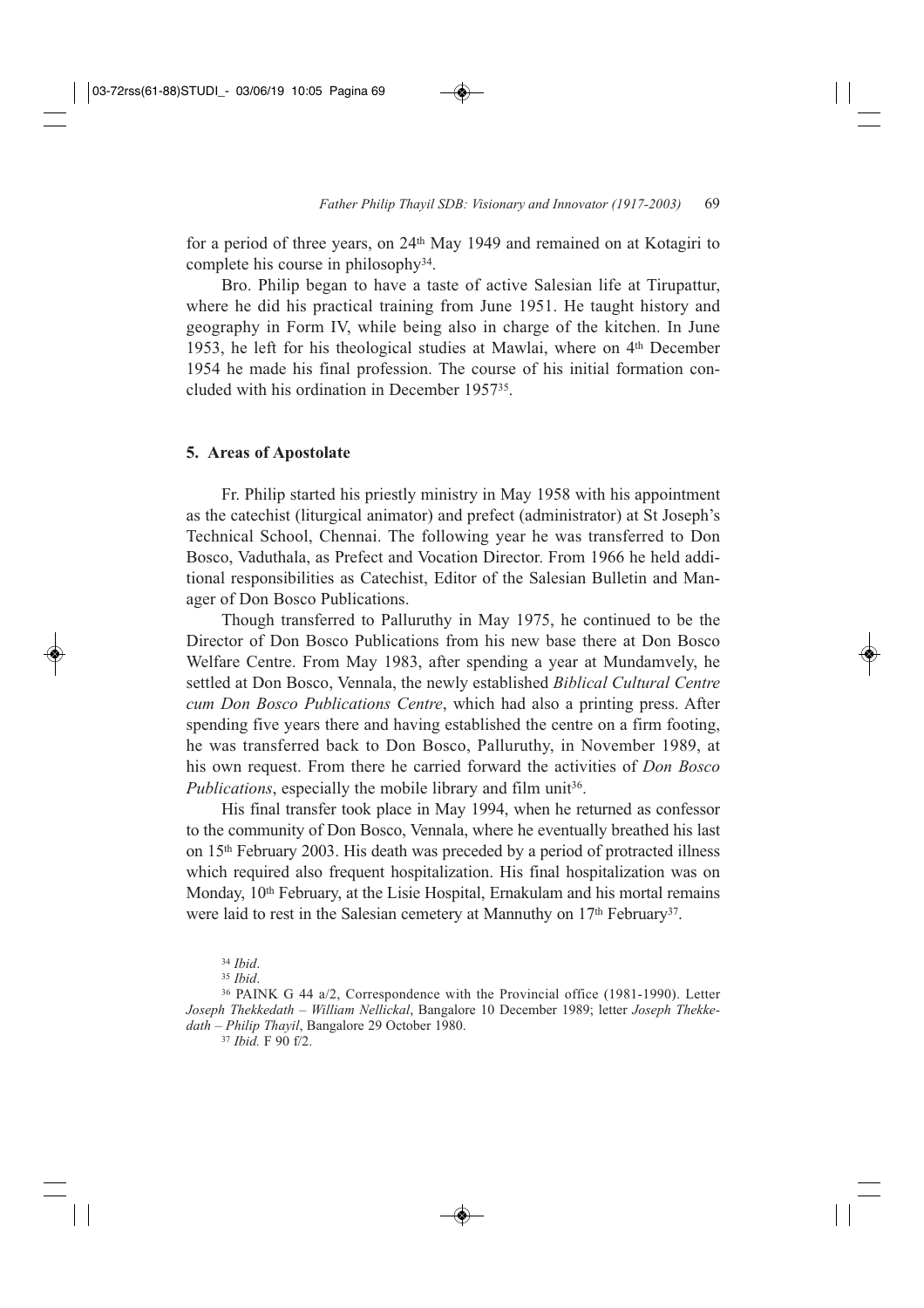for a period of three years, on 24th May 1949 and remained on at Kotagiri to complete his course in philosophy[34].

Bro. Philip began to have a taste of active Salesian life at Tirupattur, where he did his practical training from June 1951. He taught history and geography in Form IV, while being also in charge of the kitchen. In June 1953, he left for his theological studies at Mawlai, where on 4th December 1954 he made his final profession. The course of his initial formation concluded with his ordination in December 1957[35].

## 5. Areas of Apostolate

Fr. Philip started his priestly ministry in May 1958 with his appointment as the catechist (liturgical animator) and prefect (administrator) at St Joseph's Technical School, Chennai. The following year he was transferred to Don Bosco, Vaduthala, as Prefect and Vocation Director. From 1966 he held additional responsibilities as Catechist, Editor of the Salesian Bulletin and Manager of Don Bosco Publications.

Though transferred to Palluruthy in May 1975, he continued to be the Director of Don Bosco Publications from his new base there at Don Bosco Welfare Centre. From May 1983, after spending a year at Mundamvely, he settled at Don Bosco, Vennala, the newly established *Biblical Cultural Centre cum Don Bosco Publications Centre*, which had also a printing press. After spending five years there and having established the centre on a firm footing, he was transferred back to Don Bosco, Palluruthy, in November 1989, at his own request. From there he carried forward the activities of *Don Bosco Publications*, especially the mobile library and film unit[36].

His final transfer took place in May 1994, when he returned as confessor to the community of Don Bosco, Vennala, where he eventually breathed his last on 15th February 2003. His death was preceded by a period of protracted illness which required also frequent hospitalization. His final hospitalization was on Monday, 10th February, at the Lisie Hospital, Ernakulam and his mortal remains were laid to rest in the Salesian cemetery at Mannuthy on 17th February[37].

[34] *Ibid*.

[35] *Ibid*.

[36] PAINK G 44 a/2, Correspondence with the Provincial office (1981-1990). Letter *Joseph Thekkedath – William Nellickal*, Bangalore 10 December 1989; letter *Joseph Thekkedath – Philip Thayil*, Bangalore 29 October 1980.

[37] *Ibid.* F 90 f/2.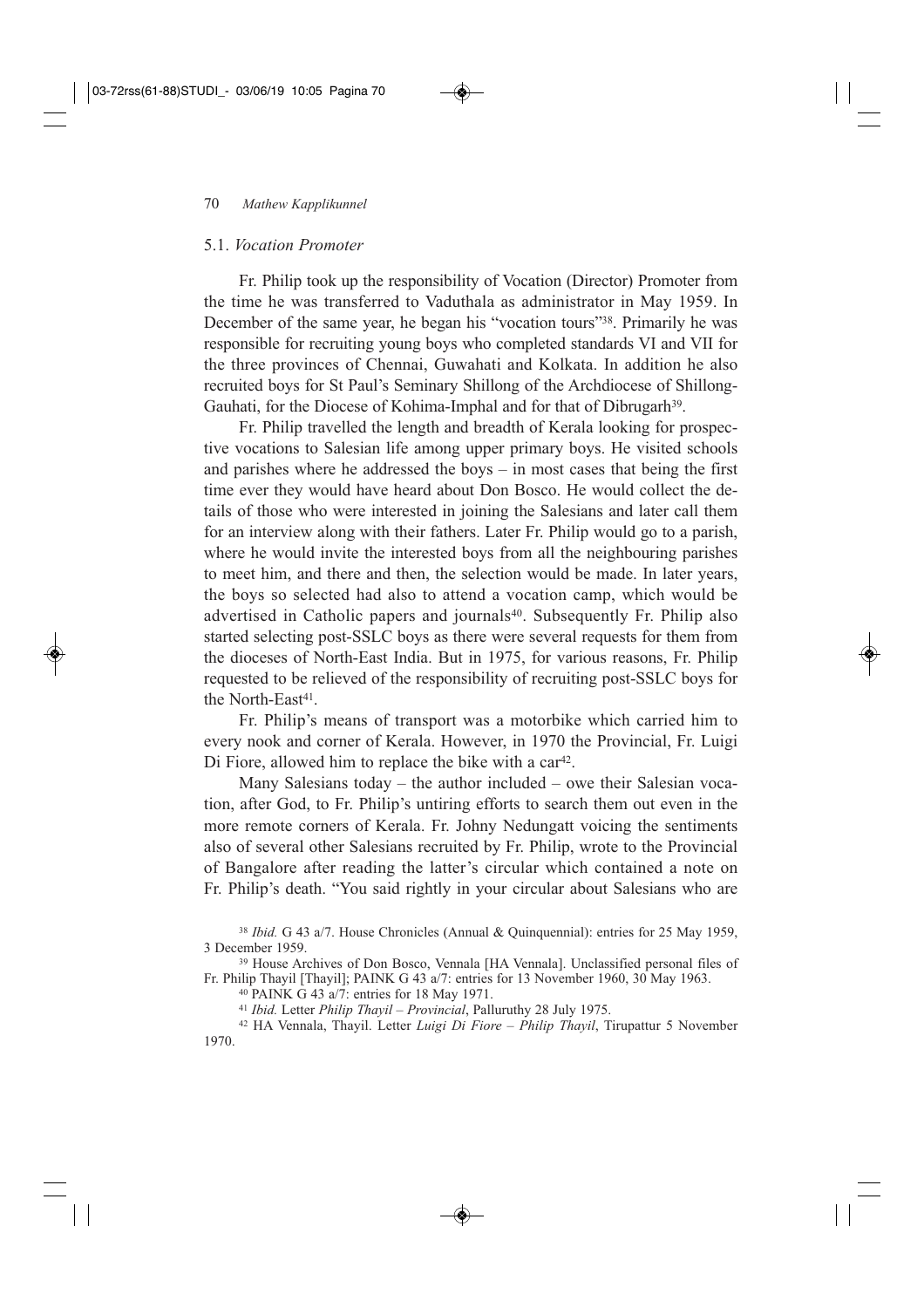### 5.1. *Vocation Promoter*

Fr. Philip took up the responsibility of Vocation (Director) Promoter from the time he was transferred to Vaduthala as administrator in May 1959. In December of the same year, he began his "vocation tours"[38]. Primarily he was responsible for recruiting young boys who completed standards VI and VII for the three provinces of Chennai, Guwahati and Kolkata. In addition he also recruited boys for St Paul's Seminary Shillong of the Archdiocese of Shillong-Gauhati, for the Diocese of Kohima-Imphal and for that of Dibrugarh[39].

Fr. Philip travelled the length and breadth of Kerala looking for prospective vocations to Salesian life among upper primary boys. He visited schools and parishes where he addressed the boys – in most cases that being the first time ever they would have heard about Don Bosco. He would collect the details of those who were interested in joining the Salesians and later call them for an interview along with their fathers. Later Fr. Philip would go to a parish, where he would invite the interested boys from all the neighbouring parishes to meet him, and there and then, the selection would be made. In later years, the boys so selected had also to attend a vocation camp, which would be advertised in Catholic papers and journals[40]. Subsequently Fr. Philip also started selecting post-SSLC boys as there were several requests for them from the dioceses of North-East India. But in 1975, for various reasons, Fr. Philip requested to be relieved of the responsibility of recruiting post-SSLC boys for the North-East[41].

Fr. Philip's means of transport was a motorbike which carried him to every nook and corner of Kerala. However, in 1970 the Provincial, Fr. Luigi Di Fiore, allowed him to replace the bike with a car[42].

Many Salesians today – the author included – owe their Salesian vocation, after God, to Fr. Philip's untiring efforts to search them out even in the more remote corners of Kerala. Fr. Johny Nedungatt voicing the sentiments also of several other Salesians recruited by Fr. Philip, wrote to the Provincial of Bangalore after reading the latter's circular which contained a note on Fr. Philip's death. "You said rightly in your circular about Salesians who are

---

[38] *Ibid.* G 43 a/7. House Chronicles (Annual & Quinquennial): entries for 25 May 1959, 3 December 1959.

[39] House Archives of Don Bosco, Vennala [HA Vennala]. Unclassified personal files of Fr. Philip Thayil [Thayil]; PAINK G 43 a/7: entries for 13 November 1960, 30 May 1963.

[40] PAINK G 43 a/7: entries for 18 May 1971.

[41] *Ibid.* Letter *Philip Thayil – Provincial*, Palluruthy 28 July 1975.

[42] HA Vennala, Thayil. Letter *Luigi Di Fiore – Philip Thayil*, Tirupattur 5 November 1970.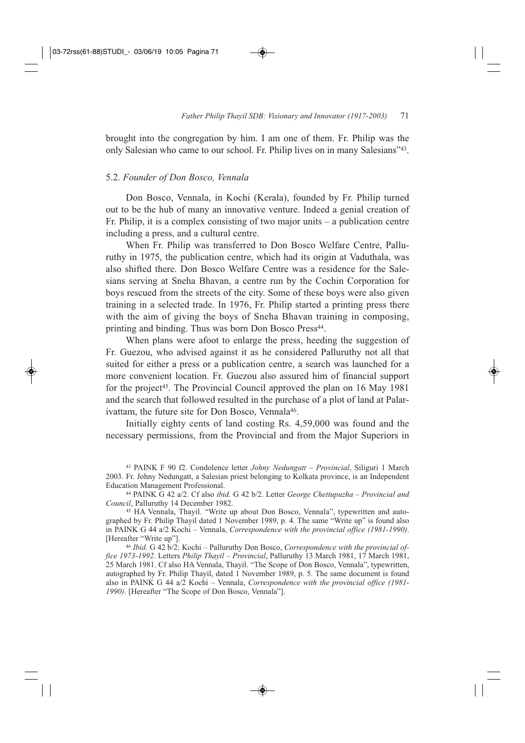brought into the congregation by him. I am one of them. Fr. Philip was the only Salesian who came to our school. Fr. Philip lives on in many Salesians"[43].

### 5.2. *Founder of Don Bosco, Vennala*

Don Bosco, Vennala, in Kochi (Kerala), founded by Fr. Philip turned out to be the hub of many an innovative venture. Indeed a genial creation of Fr. Philip, it is a complex consisting of two major units – a publication centre including a press, and a cultural centre.

When Fr. Philip was transferred to Don Bosco Welfare Centre, Palluruthy in 1975, the publication centre, which had its origin at Vaduthala, was also shifted there. Don Bosco Welfare Centre was a residence for the Salesians serving at Sneha Bhavan, a centre run by the Cochin Corporation for boys rescued from the streets of the city. Some of these boys were also given training in a selected trade. In 1976, Fr. Philip started a printing press there with the aim of giving the boys of Sneha Bhavan training in composing, printing and binding. Thus was born Don Bosco Press[44].

When plans were afoot to enlarge the press, heeding the suggestion of Fr. Guezou, who advised against it as he considered Palluruthy not all that suited for either a press or a publication centre, a search was launched for a more convenient location. Fr. Guezou also assured him of financial support for the project[45]. The Provincial Council approved the plan on 16 May 1981 and the search that followed resulted in the purchase of a plot of land at Palarivattam, the future site for Don Bosco, Vennala[46].

Initially eighty cents of land costing Rs. 4,59,000 was found and the necessary permissions, from the Provincial and from the Major Superiors in

---

[43] PAINK F 90 f2. Condolence letter *Johny Nedungatt – Provincial*, Siliguri 1 March 2003. Fr. Johny Nedungatt, a Salesian priest belonging to Kolkata province, is an Independent Education Management Professional.

[44] PAINK G 42 a/2. Cf also *ibid.* G 42 b/2. Letter *George Chettupuzha – Provincial and Council*, Palluruthy 14 December 1982.

[45] HA Vennala, Thayil. "Write up about Don Bosco, Vennala", typewritten and autographed by Fr. Philip Thayil dated 1 November 1989, p. 4. The same "Write up" is found also in PAINK G 44 a/2 Kochi – Vennala, *Correspondence with the provincial office (1981-1990)*. [Hereafter "Write up"].

[46] *Ibid.* G 42 b/2: Kochi – Palluruthy Don Bosco, *Correspondence with the provincial office 1973-1992*. Letters *Philip Thayil – Provincial*, Palluruthy 13 March 1981, 17 March 1981, 25 March 1981. Cf also HA Vennala, Thayil. "The Scope of Don Bosco, Vennala", typewritten, autographed by Fr. Philip Thayil, dated 1 November 1989, p. 5. The same document is found also in PAINK G 44 a/2 Kochi – Vennala, *Correspondence with the provincial office (1981-1990)*. [Hereafter "The Scope of Don Bosco, Vennala"].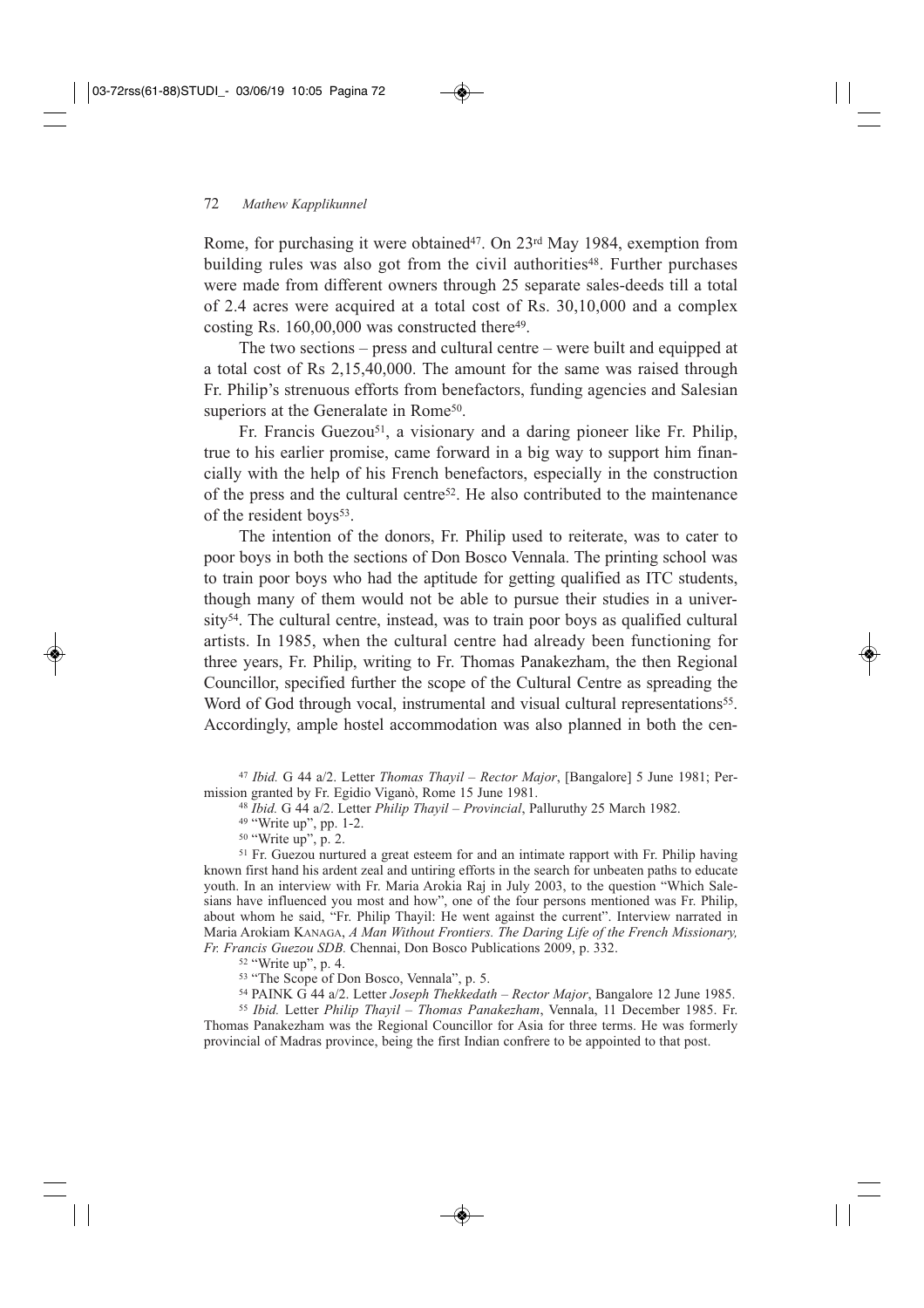Rome, for purchasing it were obtained[47]. On 23rd May 1984, exemption from building rules was also got from the civil authorities[48]. Further purchases were made from different owners through 25 separate sales-deeds till a total of 2.4 acres were acquired at a total cost of Rs. 30,10,000 and a complex costing Rs. 160,00,000 was constructed there[49].

The two sections – press and cultural centre – were built and equipped at a total cost of Rs 2,15,40,000. The amount for the same was raised through Fr. Philip's strenuous efforts from benefactors, funding agencies and Salesian superiors at the Generalate in Rome[50].

Fr. Francis Guezou[51], a visionary and a daring pioneer like Fr. Philip, true to his earlier promise, came forward in a big way to support him financially with the help of his French benefactors, especially in the construction of the press and the cultural centre[52]. He also contributed to the maintenance of the resident boys[53].

The intention of the donors, Fr. Philip used to reiterate, was to cater to poor boys in both the sections of Don Bosco Vennala. The printing school was to train poor boys who had the aptitude for getting qualified as ITC students, though many of them would not be able to pursue their studies in a university[54]. The cultural centre, instead, was to train poor boys as qualified cultural artists. In 1985, when the cultural centre had already been functioning for three years, Fr. Philip, writing to Fr. Thomas Panakezham, the then Regional Councillor, specified further the scope of the Cultural Centre as spreading the Word of God through vocal, instrumental and visual cultural representations[55]. Accordingly, ample hostel accommodation was also planned in both the cen-

[47] *Ibid.* G 44 a/2. Letter *Thomas Thayil – Rector Major*, [Bangalore] 5 June 1981; Permission granted by Fr. Egidio Viganò, Rome 15 June 1981.

[48] *Ibid.* G 44 a/2. Letter *Philip Thayil – Provincial*, Palluruthy 25 March 1982.

[49] "Write up", pp. 1-2.

[50] "Write up", p. 2.

[51] Fr. Guezou nurtured a great esteem for and an intimate rapport with Fr. Philip having known first hand his ardent zeal and untiring efforts in the search for unbeaten paths to educate youth. In an interview with Fr. Maria Arokia Raj in July 2003, to the question "Which Salesians have influenced you most and how", one of the four persons mentioned was Fr. Philip, about whom he said, "Fr. Philip Thayil: He went against the current". Interview narrated in Maria Arokiam KANAGA, *A Man Without Frontiers. The Daring Life of the French Missionary, Fr. Francis Guezou SDB.* Chennai, Don Bosco Publications 2009, p. 332.

[52] "Write up", p. 4.

[53] "The Scope of Don Bosco, Vennala", p. 5.

[54] PAINK G 44 a/2. Letter *Joseph Thekkedath – Rector Major*, Bangalore 12 June 1985.

[55] *Ibid.* Letter *Philip Thayil – Thomas Panakezham*, Vennala, 11 December 1985. Fr. Thomas Panakezham was the Regional Councillor for Asia for three terms. He was formerly provincial of Madras province, being the first Indian confrere to be appointed to that post.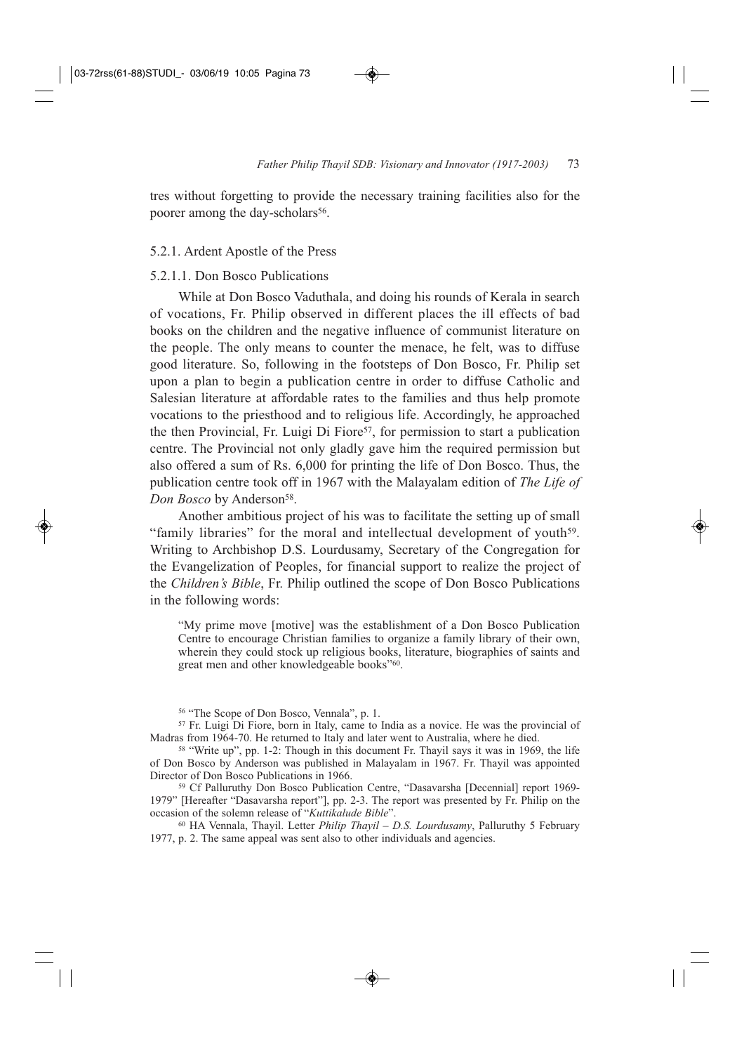tres without forgetting to provide the necessary training facilities also for the poorer among the day-scholars[56].

#### 5.2.1. Ardent Apostle of the Press

##### 5.2.1.1. Don Bosco Publications

While at Don Bosco Vaduthala, and doing his rounds of Kerala in search of vocations, Fr. Philip observed in different places the ill effects of bad books on the children and the negative influence of communist literature on the people. The only means to counter the menace, he felt, was to diffuse good literature. So, following in the footsteps of Don Bosco, Fr. Philip set upon a plan to begin a publication centre in order to diffuse Catholic and Salesian literature at affordable rates to the families and thus help promote vocations to the priesthood and to religious life. Accordingly, he approached the then Provincial, Fr. Luigi Di Fiore[57], for permission to start a publication centre. The Provincial not only gladly gave him the required permission but also offered a sum of Rs. 6,000 for printing the life of Don Bosco. Thus, the publication centre took off in 1967 with the Malayalam edition of *The Life of Don Bosco* by Anderson[58].

Another ambitious project of his was to facilitate the setting up of small "family libraries" for the moral and intellectual development of youth[59]. Writing to Archbishop D.S. Lourdusamy, Secretary of the Congregation for the Evangelization of Peoples, for financial support to realize the project of the *Children's Bible*, Fr. Philip outlined the scope of Don Bosco Publications in the following words:

> "My prime move [motive] was the establishment of a Don Bosco Publication Centre to encourage Christian families to organize a family library of their own, wherein they could stock up religious books, literature, biographies of saints and great men and other knowledgeable books"[60].

---

[56] "The Scope of Don Bosco, Vennala", p. 1.

[57] Fr. Luigi Di Fiore, born in Italy, came to India as a novice. He was the provincial of Madras from 1964-70. He returned to Italy and later went to Australia, where he died.

[58] "Write up", pp. 1-2: Though in this document Fr. Thayil says it was in 1969, the life of Don Bosco by Anderson was published in Malayalam in 1967. Fr. Thayil was appointed Director of Don Bosco Publications in 1966.

[59] Cf Palluruthy Don Bosco Publication Centre, "Dasavarsha [Decennial] report 1969-1979" [Hereafter "Dasavarsha report"], pp. 2-3. The report was presented by Fr. Philip on the occasion of the solemn release of "*Kuttikalude Bible*".

[60] HA Vennala, Thayil. Letter *Philip Thayil – D.S. Lourdusamy*, Palluruthy 5 February 1977, p. 2. The same appeal was sent also to other individuals and agencies.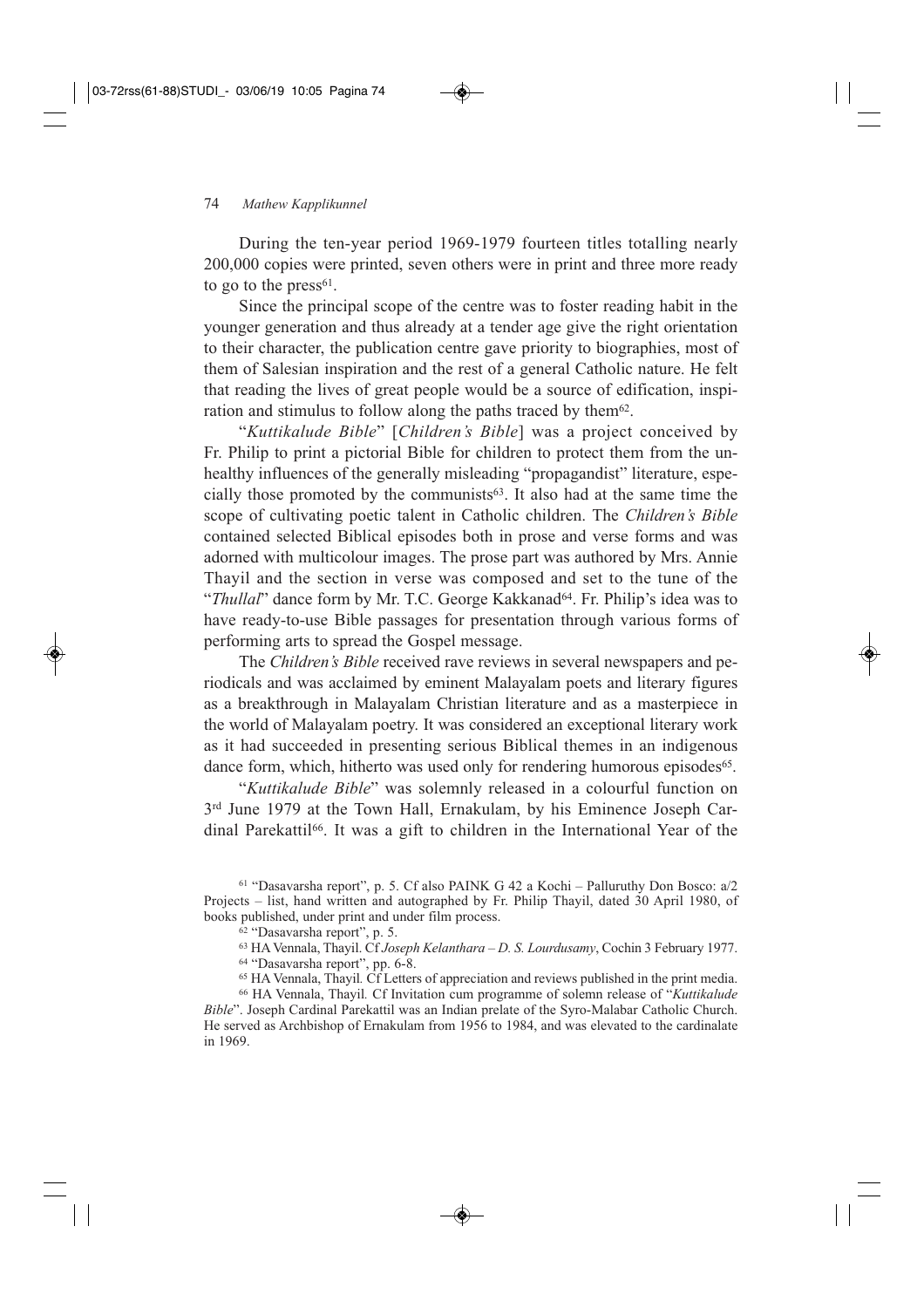During the ten-year period 1969-1979 fourteen titles totalling nearly 200,000 copies were printed, seven others were in print and three more ready to go to the press[61].

Since the principal scope of the centre was to foster reading habit in the younger generation and thus already at a tender age give the right orientation to their character, the publication centre gave priority to biographies, most of them of Salesian inspiration and the rest of a general Catholic nature. He felt that reading the lives of great people would be a source of edification, inspiration and stimulus to follow along the paths traced by them[62].

"*Kuttikalude Bible*" [*Children's Bible*] was a project conceived by Fr. Philip to print a pictorial Bible for children to protect them from the unhealthy influences of the generally misleading "propagandist" literature, especially those promoted by the communists[63]. It also had at the same time the scope of cultivating poetic talent in Catholic children. The *Children's Bible* contained selected Biblical episodes both in prose and verse forms and was adorned with multicolour images. The prose part was authored by Mrs. Annie Thayil and the section in verse was composed and set to the tune of the "*Thullal*" dance form by Mr. T.C. George Kakkanad[64]. Fr. Philip's idea was to have ready-to-use Bible passages for presentation through various forms of performing arts to spread the Gospel message.

The *Children's Bible* received rave reviews in several newspapers and periodicals and was acclaimed by eminent Malayalam poets and literary figures as a breakthrough in Malayalam Christian literature and as a masterpiece in the world of Malayalam poetry. It was considered an exceptional literary work as it had succeeded in presenting serious Biblical themes in an indigenous dance form, which, hitherto was used only for rendering humorous episodes[65].

"*Kuttikalude Bible*" was solemnly released in a colourful function on 3rd June 1979 at the Town Hall, Ernakulam, by his Eminence Joseph Cardinal Parekattil[66]. It was a gift to children in the International Year of the

---

[61] "Dasavarsha report", p. 5. Cf also PAINK G 42 a Kochi – Palluruthy Don Bosco: a/2 Projects – list, hand written and autographed by Fr. Philip Thayil, dated 30 April 1980, of books published, under print and under film process.

[62] "Dasavarsha report", p. 5.

[63] HA Vennala, Thayil. Cf *Joseph Kelanthara – D. S. Lourdusamy*, Cochin 3 February 1977.

[64] "Dasavarsha report", pp. 6-8.

[65] HA Vennala, Thayil. Cf Letters of appreciation and reviews published in the print media.

[66] HA Vennala, Thayil. Cf Invitation cum programme of solemn release of "*Kuttikalude Bible*". Joseph Cardinal Parekattil was an Indian prelate of the Syro-Malabar Catholic Church. He served as Archbishop of Ernakulam from 1956 to 1984, and was elevated to the cardinalate in 1969.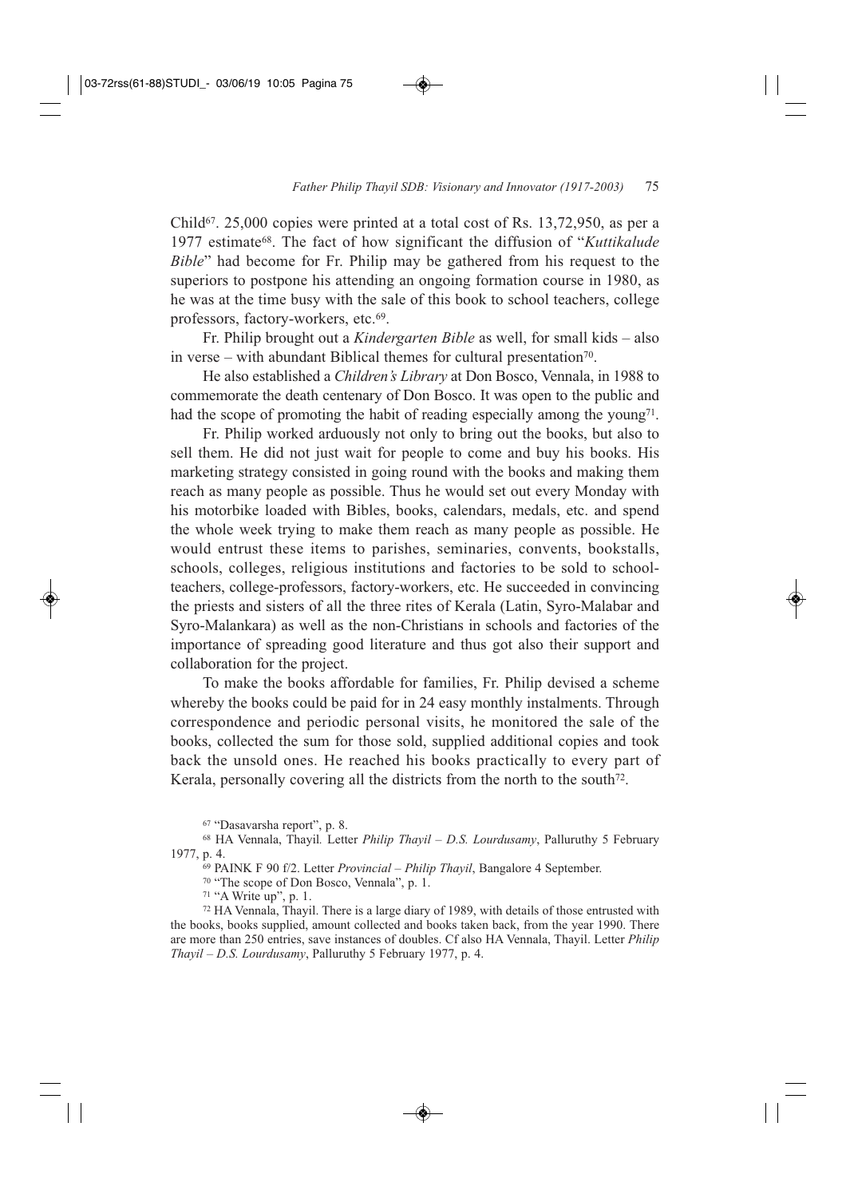Child[67]. 25,000 copies were printed at a total cost of Rs. 13,72,950, as per a 1977 estimate[68]. The fact of how significant the diffusion of "*Kuttikalude Bible*" had become for Fr. Philip may be gathered from his request to the superiors to postpone his attending an ongoing formation course in 1980, as he was at the time busy with the sale of this book to school teachers, college professors, factory-workers, etc.[69].

Fr. Philip brought out a *Kindergarten Bible* as well, for small kids – also in verse – with abundant Biblical themes for cultural presentation[70].

He also established a *Children's Library* at Don Bosco, Vennala, in 1988 to commemorate the death centenary of Don Bosco. It was open to the public and had the scope of promoting the habit of reading especially among the young[71].

Fr. Philip worked arduously not only to bring out the books, but also to sell them. He did not just wait for people to come and buy his books. His marketing strategy consisted in going round with the books and making them reach as many people as possible. Thus he would set out every Monday with his motorbike loaded with Bibles, books, calendars, medals, etc. and spend the whole week trying to make them reach as many people as possible. He would entrust these items to parishes, seminaries, convents, bookstalls, schools, colleges, religious institutions and factories to be sold to school-teachers, college-professors, factory-workers, etc. He succeeded in convincing the priests and sisters of all the three rites of Kerala (Latin, Syro-Malabar and Syro-Malankara) as well as the non-Christians in schools and factories of the importance of spreading good literature and thus got also their support and collaboration for the project.

To make the books affordable for families, Fr. Philip devised a scheme whereby the books could be paid for in 24 easy monthly instalments. Through correspondence and periodic personal visits, he monitored the sale of the books, collected the sum for those sold, supplied additional copies and took back the unsold ones. He reached his books practically to every part of Kerala, personally covering all the districts from the north to the south[72].

[67] "Dasavarsha report", p. 8.

[68] HA Vennala, Thayil. Letter *Philip Thayil – D.S. Lourdusamy*, Palluruthy 5 February 1977, p. 4.

[69] PAINK F 90 f/2. Letter *Provincial – Philip Thayil*, Bangalore 4 September.

[70] "The scope of Don Bosco, Vennala", p. 1.

[71] "A Write up", p. 1.

[72] HA Vennala, Thayil. There is a large diary of 1989, with details of those entrusted with the books, books supplied, amount collected and books taken back, from the year 1990. There are more than 250 entries, save instances of doubles. Cf also HA Vennala, Thayil. Letter *Philip Thayil – D.S. Lourdusamy*, Palluruthy 5 February 1977, p. 4.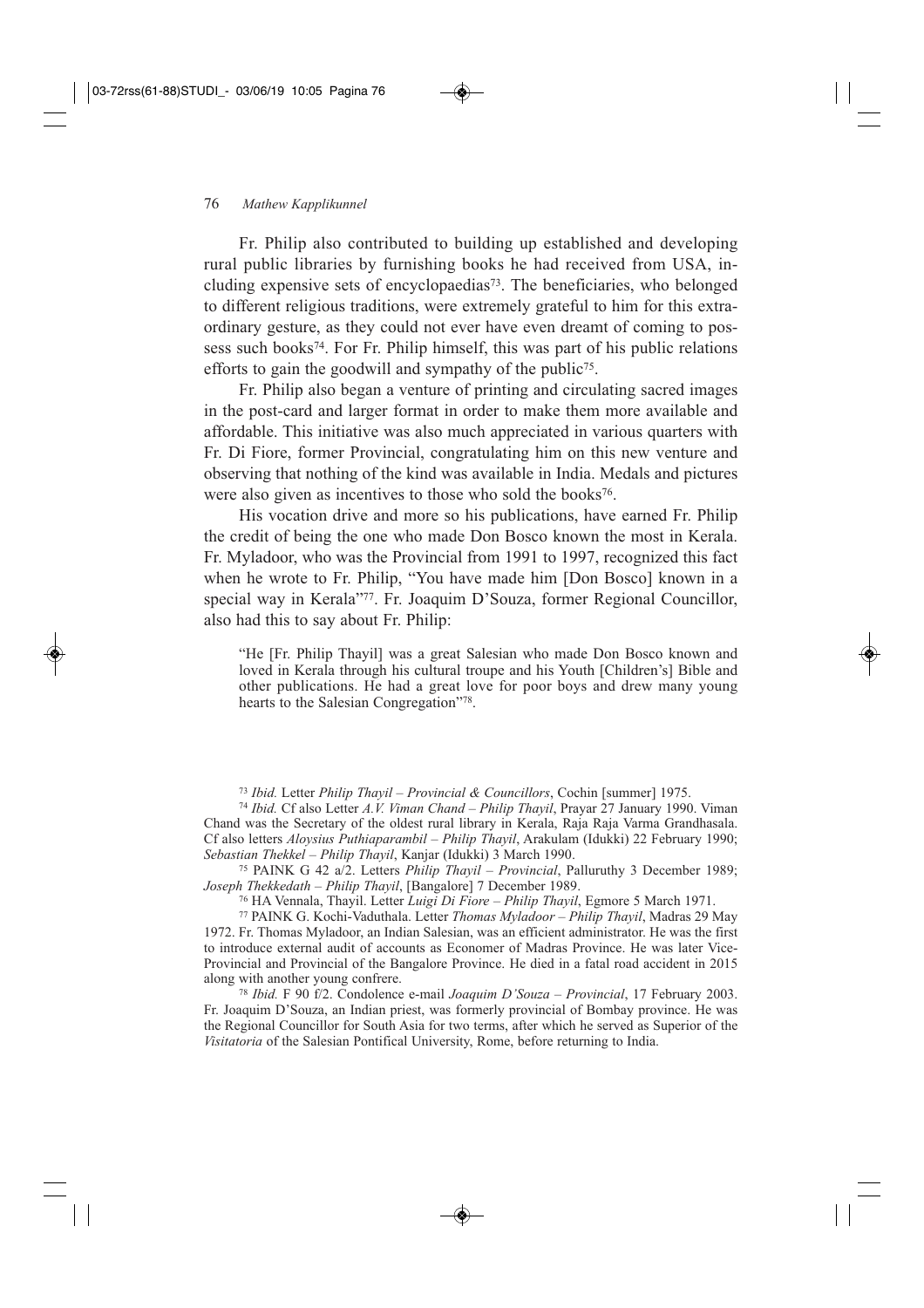Fr. Philip also contributed to building up established and developing rural public libraries by furnishing books he had received from USA, including expensive sets of encyclopaedias[73]. The beneficiaries, who belonged to different religious traditions, were extremely grateful to him for this extraordinary gesture, as they could not ever have even dreamt of coming to possess such books[74]. For Fr. Philip himself, this was part of his public relations efforts to gain the goodwill and sympathy of the public[75].

Fr. Philip also began a venture of printing and circulating sacred images in the post-card and larger format in order to make them more available and affordable. This initiative was also much appreciated in various quarters with Fr. Di Fiore, former Provincial, congratulating him on this new venture and observing that nothing of the kind was available in India. Medals and pictures were also given as incentives to those who sold the books[76].

His vocation drive and more so his publications, have earned Fr. Philip the credit of being the one who made Don Bosco known the most in Kerala. Fr. Myladoor, who was the Provincial from 1991 to 1997, recognized this fact when he wrote to Fr. Philip, "You have made him [Don Bosco] known in a special way in Kerala"[77]. Fr. Joaquim D'Souza, former Regional Councillor, also had this to say about Fr. Philip:

> "He [Fr. Philip Thayil] was a great Salesian who made Don Bosco known and loved in Kerala through his cultural troupe and his Youth [Children's] Bible and other publications. He had a great love for poor boys and drew many young hearts to the Salesian Congregation"[78].

---

[73] *Ibid.* Letter *Philip Thayil – Provincial & Councillors*, Cochin [summer] 1975.

[74] *Ibid.* Cf also Letter *A.V. Viman Chand – Philip Thayil*, Prayar 27 January 1990. Viman Chand was the Secretary of the oldest rural library in Kerala, Raja Raja Varma Grandhasala. Cf also letters *Aloysius Puthiaparambil – Philip Thayil*, Arakulam (Idukki) 22 February 1990; *Sebastian Thekkel – Philip Thayil*, Kanjar (Idukki) 3 March 1990.

[75] PAINK G 42 a/2. Letters *Philip Thayil – Provincial*, Palluruthy 3 December 1989; *Joseph Thekkedath – Philip Thayil*, [Bangalore] 7 December 1989.

[76] HA Vennala, Thayil. Letter *Luigi Di Fiore – Philip Thayil*, Egmore 5 March 1971.

[77] PAINK G. Kochi-Vaduthala. Letter *Thomas Myladoor – Philip Thayil*, Madras 29 May 1972. Fr. Thomas Myladoor, an Indian Salesian, was an efficient administrator. He was the first to introduce external audit of accounts as Economer of Madras Province. He was later Vice-Provincial and Provincial of the Bangalore Province. He died in a fatal road accident in 2015 along with another young confrere.

[78] *Ibid.* F 90 f/2. Condolence e-mail *Joaquim D'Souza – Provincial*, 17 February 2003. Fr. Joaquim D'Souza, an Indian priest, was formerly provincial of Bombay province. He was the Regional Councillor for South Asia for two terms, after which he served as Superior of the *Visitatoria* of the Salesian Pontifical University, Rome, before returning to India.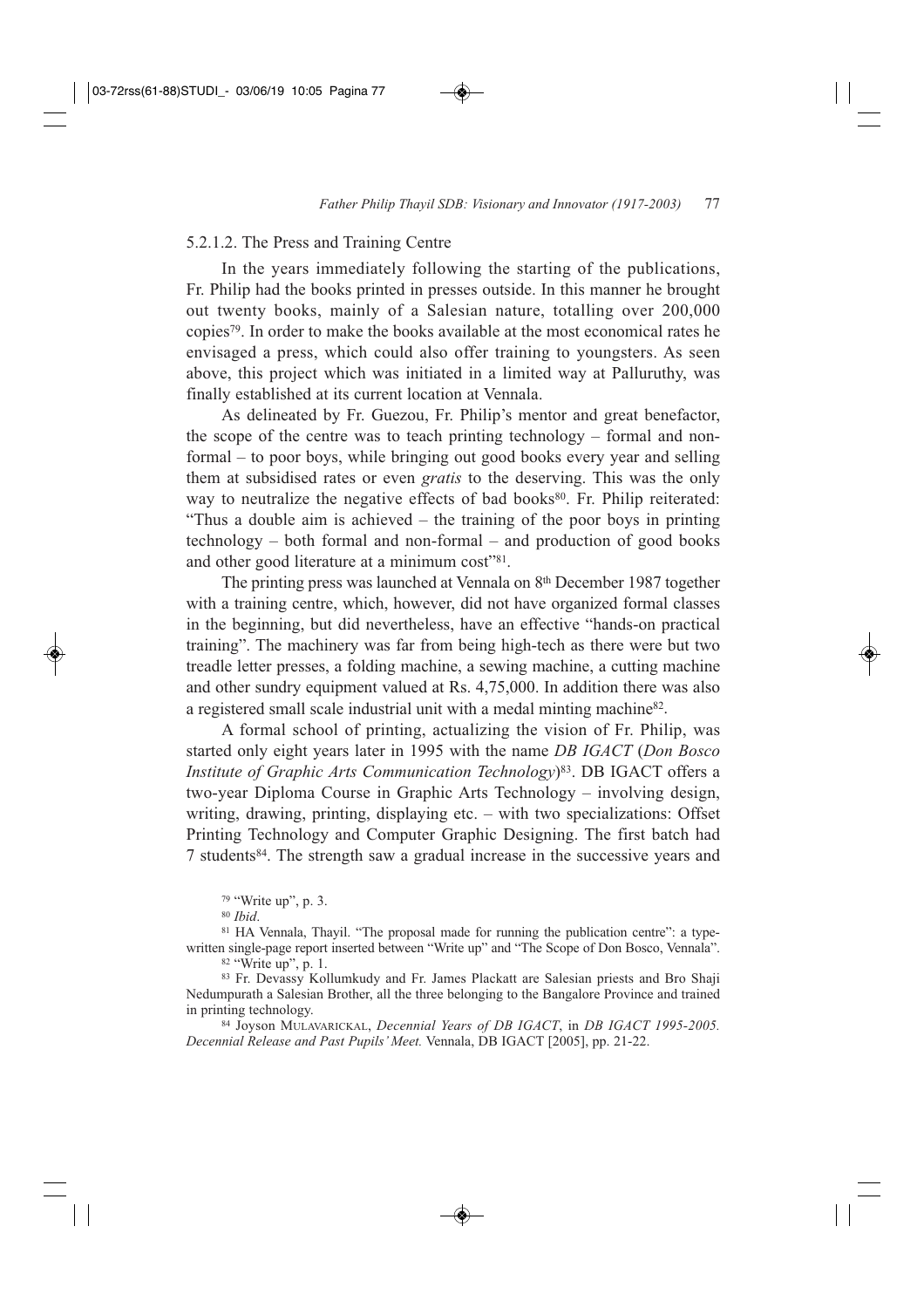### 5.2.1.2. The Press and Training Centre

In the years immediately following the starting of the publications, Fr. Philip had the books printed in presses outside. In this manner he brought out twenty books, mainly of a Salesian nature, totalling over 200,000 copies[79]. In order to make the books available at the most economical rates he envisaged a press, which could also offer training to youngsters. As seen above, this project which was initiated in a limited way at Palluruthy, was finally established at its current location at Vennala.

As delineated by Fr. Guezou, Fr. Philip's mentor and great benefactor, the scope of the centre was to teach printing technology – formal and non-formal – to poor boys, while bringing out good books every year and selling them at subsidised rates or even *gratis* to the deserving. This was the only way to neutralize the negative effects of bad books[80]. Fr. Philip reiterated: "Thus a double aim is achieved – the training of the poor boys in printing technology – both formal and non-formal – and production of good books and other good literature at a minimum cost"[81].

The printing press was launched at Vennala on 8th December 1987 together with a training centre, which, however, did not have organized formal classes in the beginning, but did nevertheless, have an effective "hands-on practical training". The machinery was far from being high-tech as there were but two treadle letter presses, a folding machine, a sewing machine, a cutting machine and other sundry equipment valued at Rs. 4,75,000. In addition there was also a registered small scale industrial unit with a medal minting machine[82].

A formal school of printing, actualizing the vision of Fr. Philip, was started only eight years later in 1995 with the name *DB IGACT* (*Don Bosco Institute of Graphic Arts Communication Technology*)[83]. DB IGACT offers a two-year Diploma Course in Graphic Arts Technology – involving design, writing, drawing, printing, displaying etc. – with two specializations: Offset Printing Technology and Computer Graphic Designing. The first batch had 7 students[84]. The strength saw a gradual increase in the successive years and

[79] "Write up", p. 3.

[80] *Ibid*.

[81] HA Vennala, Thayil. "The proposal made for running the publication centre": a typewritten single-page report inserted between "Write up" and "The Scope of Don Bosco, Vennala".

[82] "Write up", p. 1.

[83] Fr. Devassy Kollumkudy and Fr. James Plackatt are Salesian priests and Bro Shaji Nedumpurath a Salesian Brother, all the three belonging to the Bangalore Province and trained in printing technology.

[84] Joyson MULAVARICKAL, *Decennial Years of DB IGACT*, in *DB IGACT 1995-2005. Decennial Release and Past Pupils' Meet.* Vennala, DB IGACT [2005], pp. 21-22.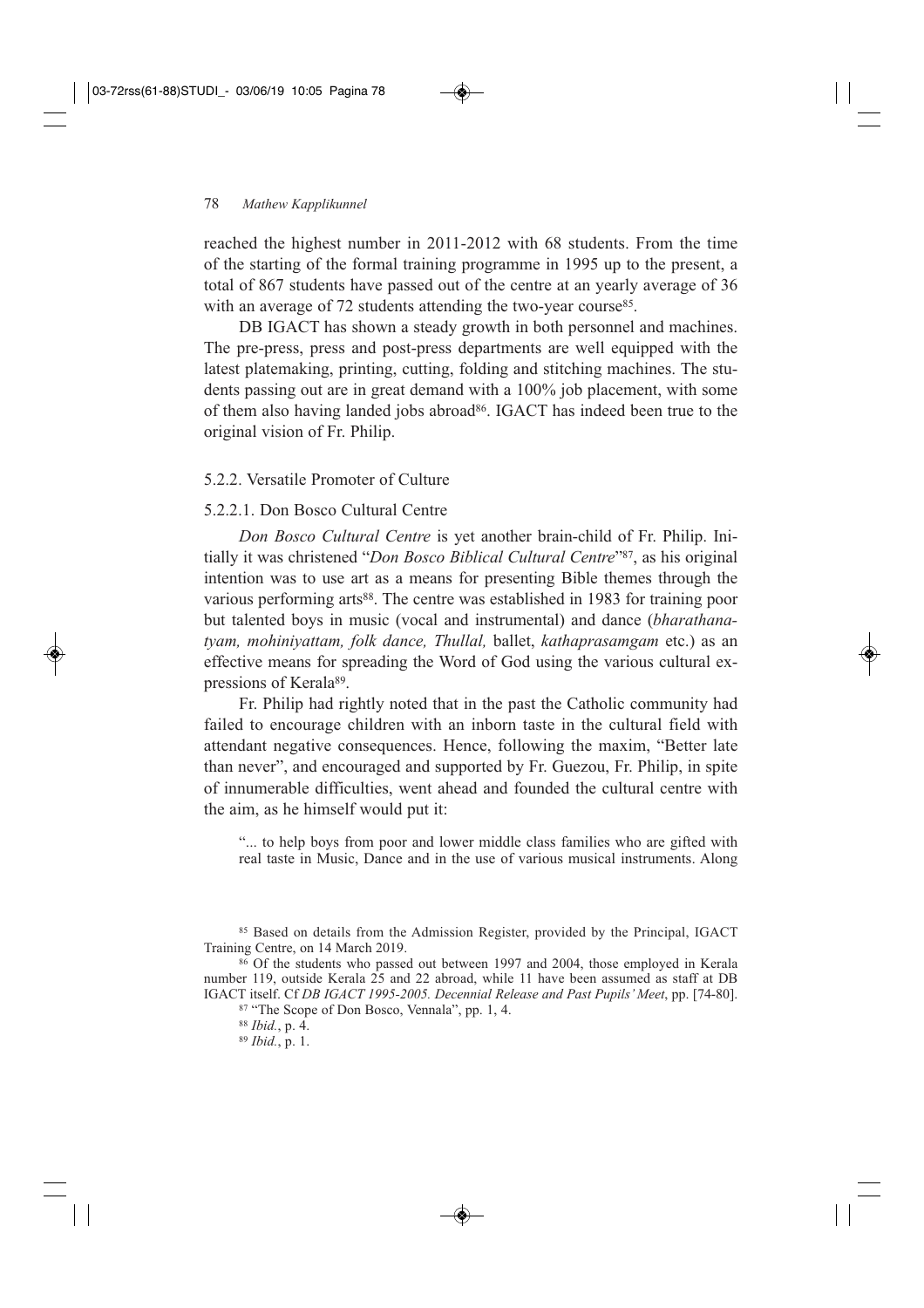reached the highest number in 2011-2012 with 68 students. From the time of the starting of the formal training programme in 1995 up to the present, a total of 867 students have passed out of the centre at an yearly average of 36 with an average of 72 students attending the two-year course[85].

DB IGACT has shown a steady growth in both personnel and machines. The pre-press, press and post-press departments are well equipped with the latest platemaking, printing, cutting, folding and stitching machines. The students passing out are in great demand with a 100% job placement, with some of them also having landed jobs abroad[86]. IGACT has indeed been true to the original vision of Fr. Philip.

#### 5.2.2. Versatile Promoter of Culture

##### 5.2.2.1. Don Bosco Cultural Centre

*Don Bosco Cultural Centre* is yet another brain-child of Fr. Philip. Initially it was christened "*Don Bosco Biblical Cultural Centre*"[87], as his original intention was to use art as a means for presenting Bible themes through the various performing arts[88]. The centre was established in 1983 for training poor but talented boys in music (vocal and instrumental) and dance (*bharathanatyam, mohiniyattam, folk dance, Thullal,* ballet, *kathaprasamgam* etc.) as an effective means for spreading the Word of God using the various cultural expressions of Kerala[89].

Fr. Philip had rightly noted that in the past the Catholic community had failed to encourage children with an inborn taste in the cultural field with attendant negative consequences. Hence, following the maxim, "Better late than never", and encouraged and supported by Fr. Guezou, Fr. Philip, in spite of innumerable difficulties, went ahead and founded the cultural centre with the aim, as he himself would put it:

> "... to help boys from poor and lower middle class families who are gifted with real taste in Music, Dance and in the use of various musical instruments. Along

---

[85] Based on details from the Admission Register, provided by the Principal, IGACT Training Centre, on 14 March 2019.

[86] Of the students who passed out between 1997 and 2004, those employed in Kerala number 119, outside Kerala 25 and 22 abroad, while 11 have been assumed as staff at DB IGACT itself. Cf *DB IGACT 1995-2005. Decennial Release and Past Pupils' Meet*, pp. [74-80].

[87] "The Scope of Don Bosco, Vennala", pp. 1, 4.

[88] *Ibid.*, p. 4.

[89] *Ibid.*, p. 1.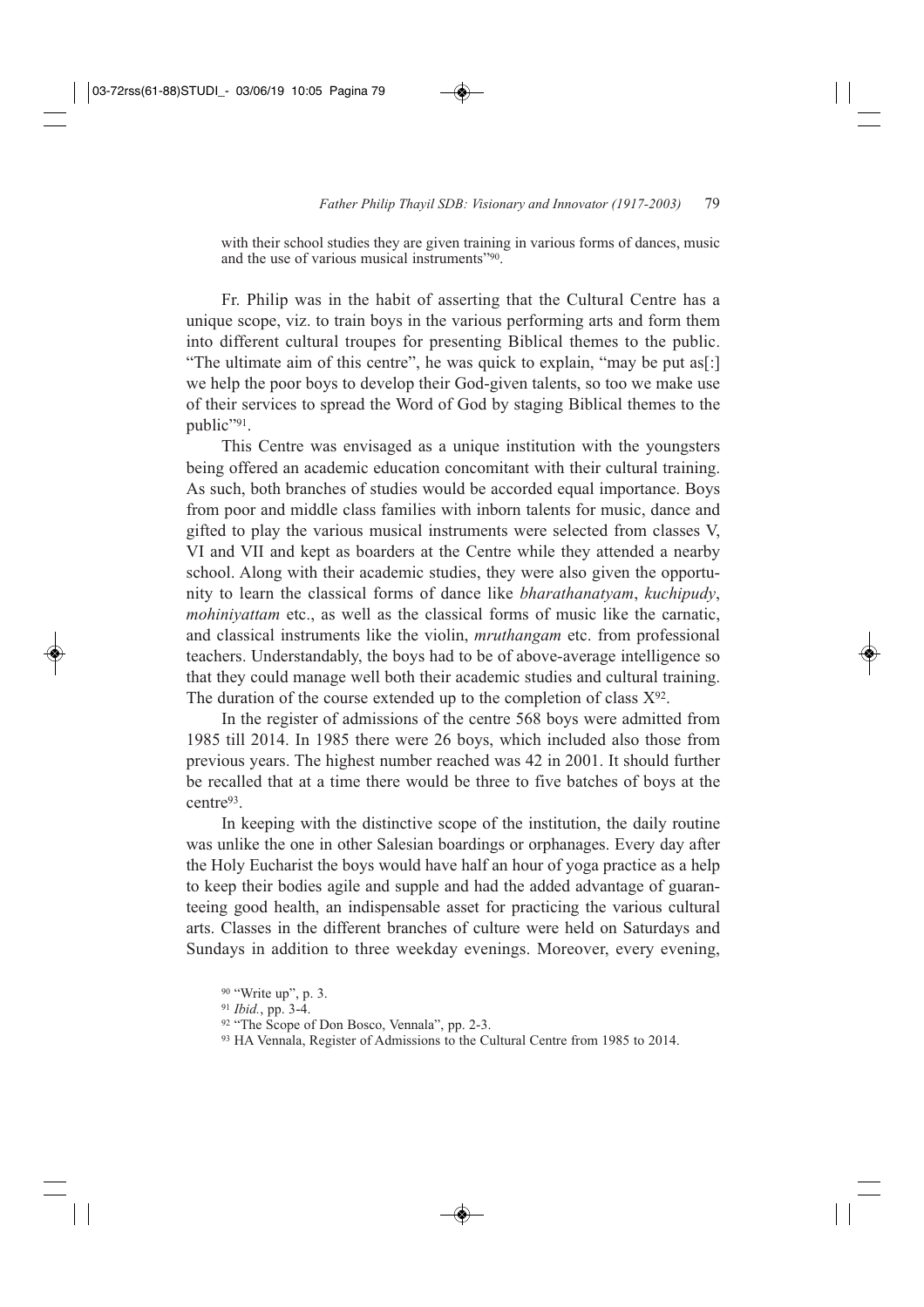with their school studies they are given training in various forms of dances, music and the use of various musical instruments"[90].

Fr. Philip was in the habit of asserting that the Cultural Centre has a unique scope, viz. to train boys in the various performing arts and form them into different cultural troupes for presenting Biblical themes to the public. "The ultimate aim of this centre", he was quick to explain, "may be put as[:] we help the poor boys to develop their God-given talents, so too we make use of their services to spread the Word of God by staging Biblical themes to the public"[91].

This Centre was envisaged as a unique institution with the youngsters being offered an academic education concomitant with their cultural training. As such, both branches of studies would be accorded equal importance. Boys from poor and middle class families with inborn talents for music, dance and gifted to play the various musical instruments were selected from classes V, VI and VII and kept as boarders at the Centre while they attended a nearby school. Along with their academic studies, they were also given the opportunity to learn the classical forms of dance like *bharathanatyam*, *kuchipudy*, *mohiniyattam* etc., as well as the classical forms of music like the carnatic, and classical instruments like the violin, *mruthangam* etc. from professional teachers. Understandably, the boys had to be of above-average intelligence so that they could manage well both their academic studies and cultural training. The duration of the course extended up to the completion of class X[92].

In the register of admissions of the centre 568 boys were admitted from 1985 till 2014. In 1985 there were 26 boys, which included also those from previous years. The highest number reached was 42 in 2001. It should further be recalled that at a time there would be three to five batches of boys at the centre[93].

In keeping with the distinctive scope of the institution, the daily routine was unlike the one in other Salesian boardings or orphanages. Every day after the Holy Eucharist the boys would have half an hour of yoga practice as a help to keep their bodies agile and supple and had the added advantage of guaranteeing good health, an indispensable asset for practicing the various cultural arts. Classes in the different branches of culture were held on Saturdays and Sundays in addition to three weekday evenings. Moreover, every evening,

[90] "Write up", p. 3.

[91] *Ibid.*, pp. 3-4.

[92] "The Scope of Don Bosco, Vennala", pp. 2-3.

[93] HA Vennala, Register of Admissions to the Cultural Centre from 1985 to 2014.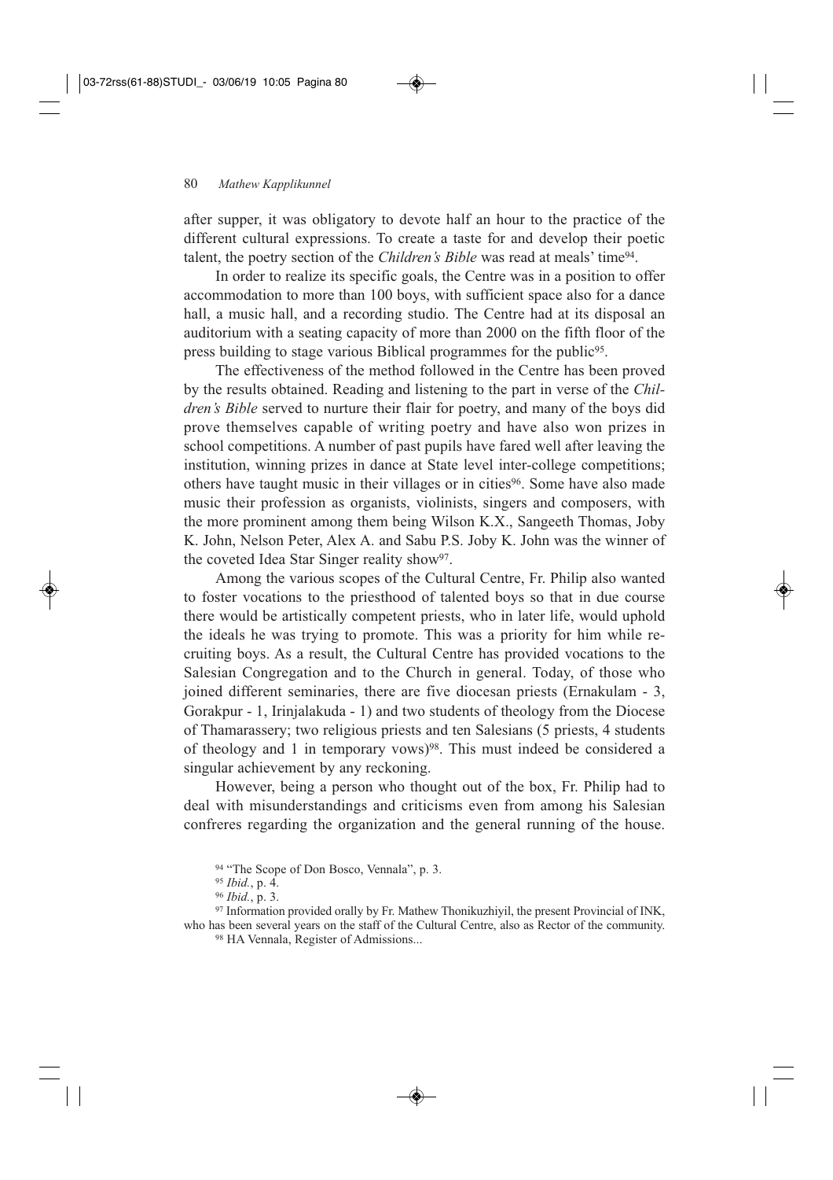after supper, it was obligatory to devote half an hour to the practice of the different cultural expressions. To create a taste for and develop their poetic talent, the poetry section of the *Children's Bible* was read at meals' time[94].

In order to realize its specific goals, the Centre was in a position to offer accommodation to more than 100 boys, with sufficient space also for a dance hall, a music hall, and a recording studio. The Centre had at its disposal an auditorium with a seating capacity of more than 2000 on the fifth floor of the press building to stage various Biblical programmes for the public[95].

The effectiveness of the method followed in the Centre has been proved by the results obtained. Reading and listening to the part in verse of the *Children's Bible* served to nurture their flair for poetry, and many of the boys did prove themselves capable of writing poetry and have also won prizes in school competitions. A number of past pupils have fared well after leaving the institution, winning prizes in dance at State level inter-college competitions; others have taught music in their villages or in cities[96]. Some have also made music their profession as organists, violinists, singers and composers, with the more prominent among them being Wilson K.X., Sangeeth Thomas, Joby K. John, Nelson Peter, Alex A. and Sabu P.S. Joby K. John was the winner of the coveted Idea Star Singer reality show[97].

Among the various scopes of the Cultural Centre, Fr. Philip also wanted to foster vocations to the priesthood of talented boys so that in due course there would be artistically competent priests, who in later life, would uphold the ideals he was trying to promote. This was a priority for him while recruiting boys. As a result, the Cultural Centre has provided vocations to the Salesian Congregation and to the Church in general. Today, of those who joined different seminaries, there are five diocesan priests (Ernakulam - 3, Gorakpur - 1, Irinjalakuda - 1) and two students of theology from the Diocese of Thamarassery; two religious priests and ten Salesians (5 priests, 4 students of theology and 1 in temporary vows)[98]. This must indeed be considered a singular achievement by any reckoning.

However, being a person who thought out of the box, Fr. Philip had to deal with misunderstandings and criticisms even from among his Salesian confreres regarding the organization and the general running of the house.

[94] "The Scope of Don Bosco, Vennala", p. 3.

[95] *Ibid.*, p. 4.

[96] *Ibid.*, p. 3.

[97] Information provided orally by Fr. Mathew Thonikuzhiyil, the present Provincial of INK, who has been several years on the staff of the Cultural Centre, also as Rector of the community.

[98] HA Vennala, Register of Admissions...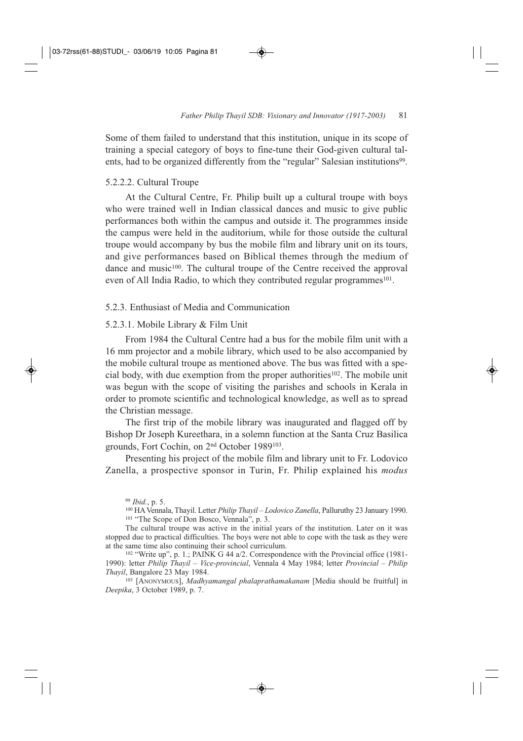Some of them failed to understand that this institution, unique in its scope of training a special category of boys to fine-tune their God-given cultural talents, had to be organized differently from the "regular" Salesian institutions[99].

#### 5.2.2.2. Cultural Troupe

At the Cultural Centre, Fr. Philip built up a cultural troupe with boys who were trained well in Indian classical dances and music to give public performances both within the campus and outside it. The programmes inside the campus were held in the auditorium, while for those outside the cultural troupe would accompany by bus the mobile film and library unit on its tours, and give performances based on Biblical themes through the medium of dance and music[100]. The cultural troupe of the Centre received the approval even of All India Radio, to which they contributed regular programmes[101].

### 5.2.3. Enthusiast of Media and Communication

#### 5.2.3.1. Mobile Library & Film Unit

From 1984 the Cultural Centre had a bus for the mobile film unit with a 16 mm projector and a mobile library, which used to be also accompanied by the mobile cultural troupe as mentioned above. The bus was fitted with a special body, with due exemption from the proper authorities[102]. The mobile unit was begun with the scope of visiting the parishes and schools in Kerala in order to promote scientific and technological knowledge, as well as to spread the Christian message.

The first trip of the mobile library was inaugurated and flagged off by Bishop Dr Joseph Kureethara, in a solemn function at the Santa Cruz Basilica grounds, Fort Cochin, on 2nd October 1989[103].

Presenting his project of the mobile film and library unit to Fr. Lodovico Zanella, a prospective sponsor in Turin, Fr. Philip explained his *modus*

---

[99] *Ibid.*, p. 5.

[100] HA Vennala, Thayil. Letter *Philip Thayil – Lodovico Zanella*, Palluruthy 23 January 1990.

[101] "The Scope of Don Bosco, Vennala", p. 3.

The cultural troupe was active in the initial years of the institution. Later on it was stopped due to practical difficulties. The boys were not able to cope with the task as they were at the same time also continuing their school curriculum.

[102] "Write up", p. 1.; PAINK G 44 a/2. Correspondence with the Provincial office (1981-1990): letter *Philip Thayil – Vice-provincial*, Vennala 4 May 1984; letter *Provincial – Philip Thayil*, Bangalore 23 May 1984.

[103] [Anonymous], *Madhyamangal phalaprathamakanam* [Media should be fruitful] in *Deepika*, 3 October 1989, p. 7.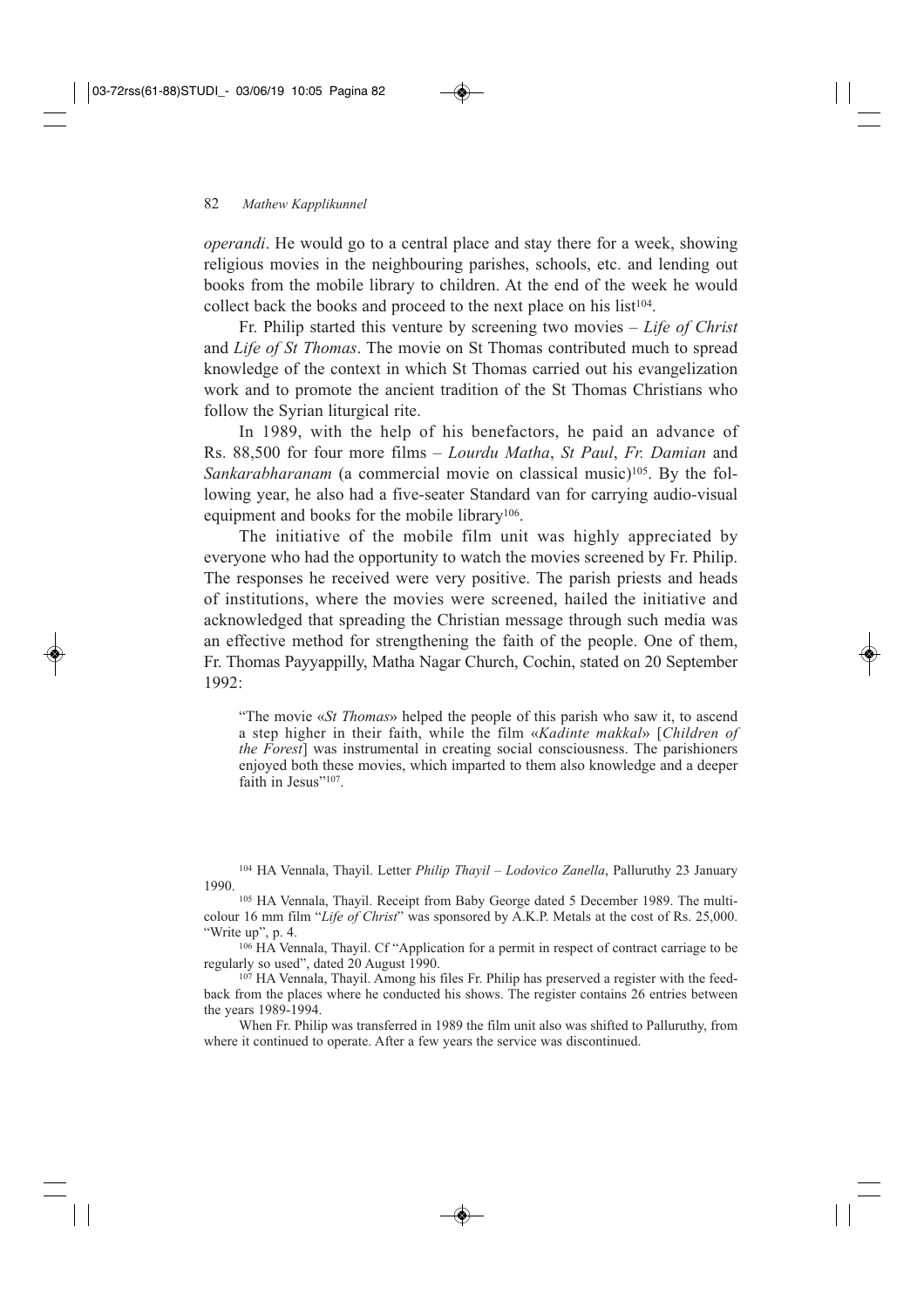*operandi*. He would go to a central place and stay there for a week, showing religious movies in the neighbouring parishes, schools, etc. and lending out books from the mobile library to children. At the end of the week he would collect back the books and proceed to the next place on his list[104].

Fr. Philip started this venture by screening two movies – *Life of Christ* and *Life of St Thomas*. The movie on St Thomas contributed much to spread knowledge of the context in which St Thomas carried out his evangelization work and to promote the ancient tradition of the St Thomas Christians who follow the Syrian liturgical rite.

In 1989, with the help of his benefactors, he paid an advance of Rs. 88,500 for four more films – *Lourdu Matha*, *St Paul*, *Fr. Damian* and *Sankarabharanam* (a commercial movie on classical music)[105]. By the following year, he also had a five-seater Standard van for carrying audio-visual equipment and books for the mobile library[106].

The initiative of the mobile film unit was highly appreciated by everyone who had the opportunity to watch the movies screened by Fr. Philip. The responses he received were very positive. The parish priests and heads of institutions, where the movies were screened, hailed the initiative and acknowledged that spreading the Christian message through such media was an effective method for strengthening the faith of the people. One of them, Fr. Thomas Payyappilly, Matha Nagar Church, Cochin, stated on 20 September 1992:

> "The movie «*St Thomas*» helped the people of this parish who saw it, to ascend a step higher in their faith, while the film «*Kadinte makkal*» [*Children of the Forest*] was instrumental in creating social consciousness. The parishioners enjoyed both these movies, which imparted to them also knowledge and a deeper faith in Jesus"[107].

---

[104] HA Vennala, Thayil. Letter *Philip Thayil – Lodovico Zanella*, Palluruthy 23 January 1990.

[105] HA Vennala, Thayil. Receipt from Baby George dated 5 December 1989. The multi-colour 16 mm film "*Life of Christ*" was sponsored by A.K.P. Metals at the cost of Rs. 25,000. "Write up", p. 4.

[106] HA Vennala, Thayil. Cf "Application for a permit in respect of contract carriage to be regularly so used", dated 20 August 1990.

[107] HA Vennala, Thayil. Among his files Fr. Philip has preserved a register with the feedback from the places where he conducted his shows. The register contains 26 entries between the years 1989-1994.

When Fr. Philip was transferred in 1989 the film unit also was shifted to Palluruthy, from where it continued to operate. After a few years the service was discontinued.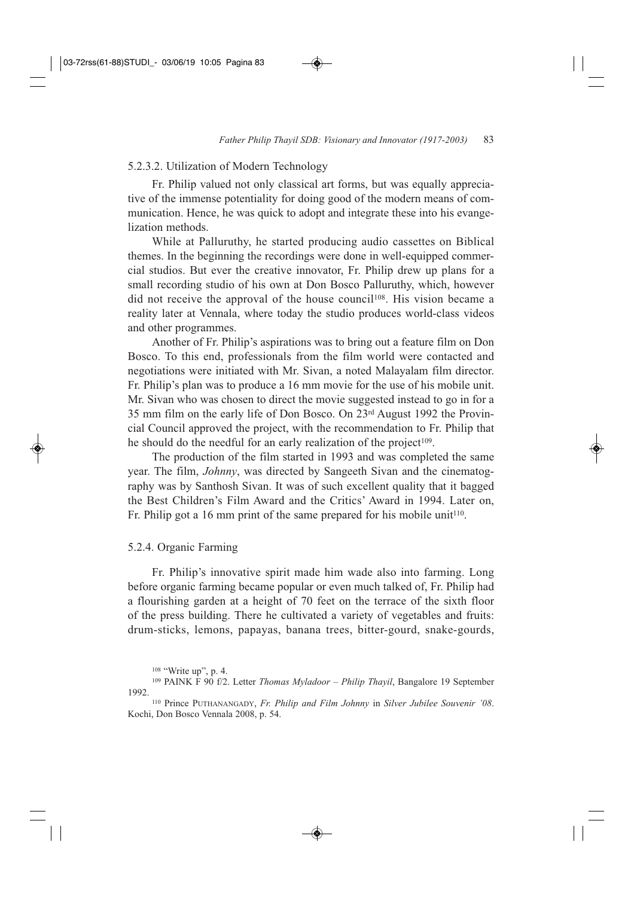#### 5.2.3.2. Utilization of Modern Technology

Fr. Philip valued not only classical art forms, but was equally appreciative of the immense potentiality for doing good of the modern means of communication. Hence, he was quick to adopt and integrate these into his evangelization methods.

While at Palluruthy, he started producing audio cassettes on Biblical themes. In the beginning the recordings were done in well-equipped commercial studios. But ever the creative innovator, Fr. Philip drew up plans for a small recording studio of his own at Don Bosco Palluruthy, which, however did not receive the approval of the house council[108]. His vision became a reality later at Vennala, where today the studio produces world-class videos and other programmes.

Another of Fr. Philip's aspirations was to bring out a feature film on Don Bosco. To this end, professionals from the film world were contacted and negotiations were initiated with Mr. Sivan, a noted Malayalam film director. Fr. Philip's plan was to produce a 16 mm movie for the use of his mobile unit. Mr. Sivan who was chosen to direct the movie suggested instead to go in for a 35 mm film on the early life of Don Bosco. On 23rd August 1992 the Provincial Council approved the project, with the recommendation to Fr. Philip that he should do the needful for an early realization of the project[109].

The production of the film started in 1993 and was completed the same year. The film, *Johnny*, was directed by Sangeeth Sivan and the cinematography was by Santhosh Sivan. It was of such excellent quality that it bagged the Best Children's Film Award and the Critics' Award in 1994. Later on, Fr. Philip got a 16 mm print of the same prepared for his mobile unit[110].

### 5.2.4. Organic Farming

Fr. Philip's innovative spirit made him wade also into farming. Long before organic farming became popular or even much talked of, Fr. Philip had a flourishing garden at a height of 70 feet on the terrace of the sixth floor of the press building. There he cultivated a variety of vegetables and fruits: drum-sticks, lemons, papayas, banana trees, bitter-gourd, snake-gourds,

[108] "Write up", p. 4.

[109] PAINK F 90 f/2. Letter *Thomas Myladoor – Philip Thayil*, Bangalore 19 September 1992.

[110] Prince PUTHANANGADY, *Fr. Philip and Film Johnny* in *Silver Jubilee Souvenir '08*. Kochi, Don Bosco Vennala 2008, p. 54.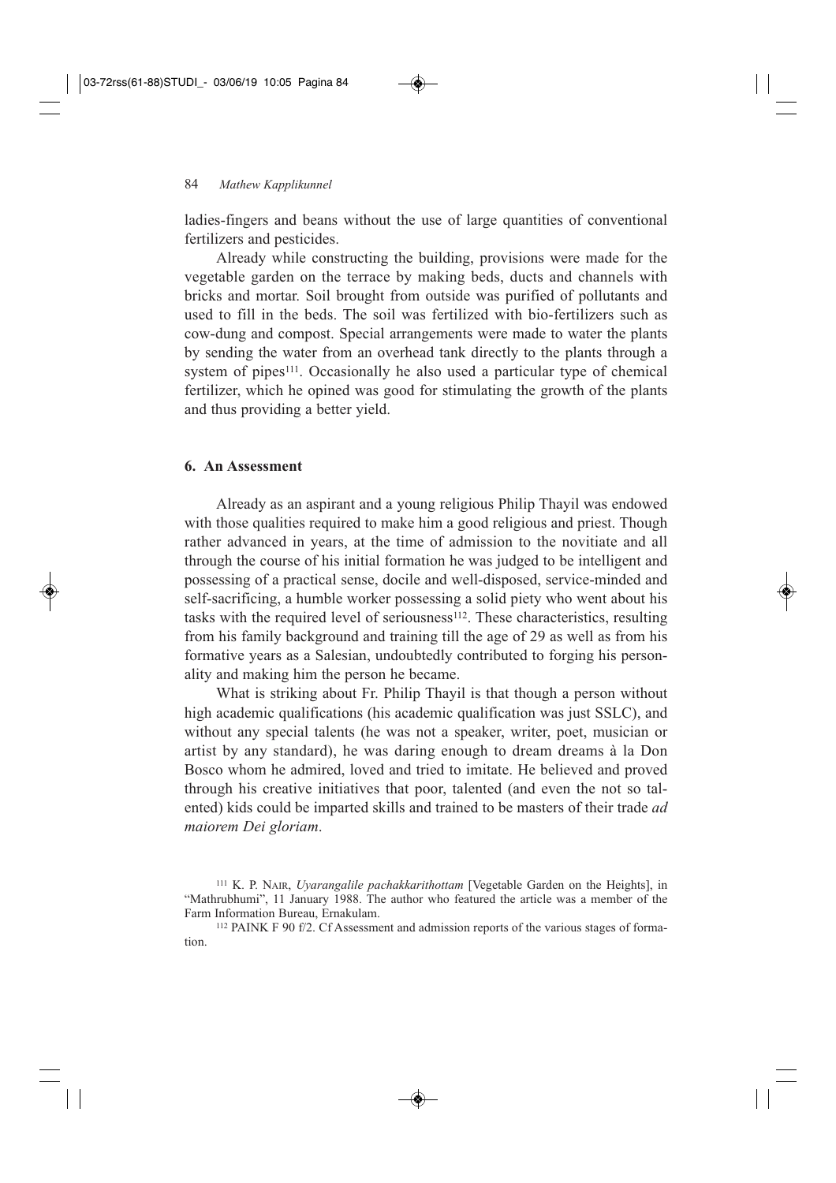ladies-fingers and beans without the use of large quantities of conventional fertilizers and pesticides.

Already while constructing the building, provisions were made for the vegetable garden on the terrace by making beds, ducts and channels with bricks and mortar. Soil brought from outside was purified of pollutants and used to fill in the beds. The soil was fertilized with bio-fertilizers such as cow-dung and compost. Special arrangements were made to water the plants by sending the water from an overhead tank directly to the plants through a system of pipes[111]. Occasionally he also used a particular type of chemical fertilizer, which he opined was good for stimulating the growth of the plants and thus providing a better yield.

## 6. An Assessment

Already as an aspirant and a young religious Philip Thayil was endowed with those qualities required to make him a good religious and priest. Though rather advanced in years, at the time of admission to the novitiate and all through the course of his initial formation he was judged to be intelligent and possessing of a practical sense, docile and well-disposed, service-minded and self-sacrificing, a humble worker possessing a solid piety who went about his tasks with the required level of seriousness[112]. These characteristics, resulting from his family background and training till the age of 29 as well as from his formative years as a Salesian, undoubtedly contributed to forging his personality and making him the person he became.

What is striking about Fr. Philip Thayil is that though a person without high academic qualifications (his academic qualification was just SSLC), and without any special talents (he was not a speaker, writer, poet, musician or artist by any standard), he was daring enough to dream dreams à la Don Bosco whom he admired, loved and tried to imitate. He believed and proved through his creative initiatives that poor, talented (and even the not so talented) kids could be imparted skills and trained to be masters of their trade *ad maiorem Dei gloriam*.

---

[111] K. P. Nair, *Uyarangalile pachakkarithottam* [Vegetable Garden on the Heights], in "Mathrubhumi", 11 January 1988. The author who featured the article was a member of the Farm Information Bureau, Ernakulam.

[112] PAINK F 90 f/2. Cf Assessment and admission reports of the various stages of formation.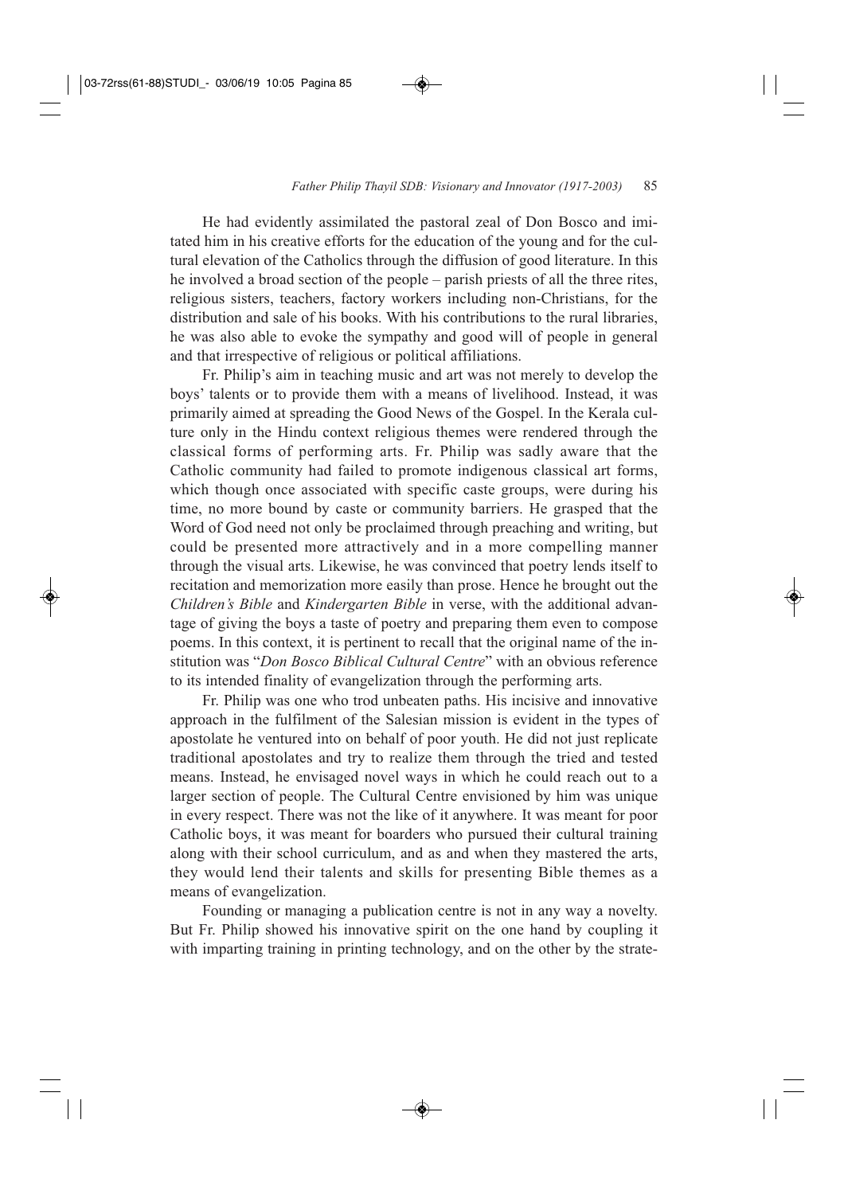He had evidently assimilated the pastoral zeal of Don Bosco and imitated him in his creative efforts for the education of the young and for the cultural elevation of the Catholics through the diffusion of good literature. In this he involved a broad section of the people – parish priests of all the three rites, religious sisters, teachers, factory workers including non-Christians, for the distribution and sale of his books. With his contributions to the rural libraries, he was also able to evoke the sympathy and good will of people in general and that irrespective of religious or political affiliations.

Fr. Philip's aim in teaching music and art was not merely to develop the boys' talents or to provide them with a means of livelihood. Instead, it was primarily aimed at spreading the Good News of the Gospel. In the Kerala culture only in the Hindu context religious themes were rendered through the classical forms of performing arts. Fr. Philip was sadly aware that the Catholic community had failed to promote indigenous classical art forms, which though once associated with specific caste groups, were during his time, no more bound by caste or community barriers. He grasped that the Word of God need not only be proclaimed through preaching and writing, but could be presented more attractively and in a more compelling manner through the visual arts. Likewise, he was convinced that poetry lends itself to recitation and memorization more easily than prose. Hence he brought out the *Children's Bible* and *Kindergarten Bible* in verse, with the additional advantage of giving the boys a taste of poetry and preparing them even to compose poems. In this context, it is pertinent to recall that the original name of the institution was "*Don Bosco Biblical Cultural Centre*" with an obvious reference to its intended finality of evangelization through the performing arts.

Fr. Philip was one who trod unbeaten paths. His incisive and innovative approach in the fulfilment of the Salesian mission is evident in the types of apostolate he ventured into on behalf of poor youth. He did not just replicate traditional apostolates and try to realize them through the tried and tested means. Instead, he envisaged novel ways in which he could reach out to a larger section of people. The Cultural Centre envisioned by him was unique in every respect. There was not the like of it anywhere. It was meant for poor Catholic boys, it was meant for boarders who pursued their cultural training along with their school curriculum, and as and when they mastered the arts, they would lend their talents and skills for presenting Bible themes as a means of evangelization.

Founding or managing a publication centre is not in any way a novelty. But Fr. Philip showed his innovative spirit on the one hand by coupling it with imparting training in printing technology, and on the other by the strate-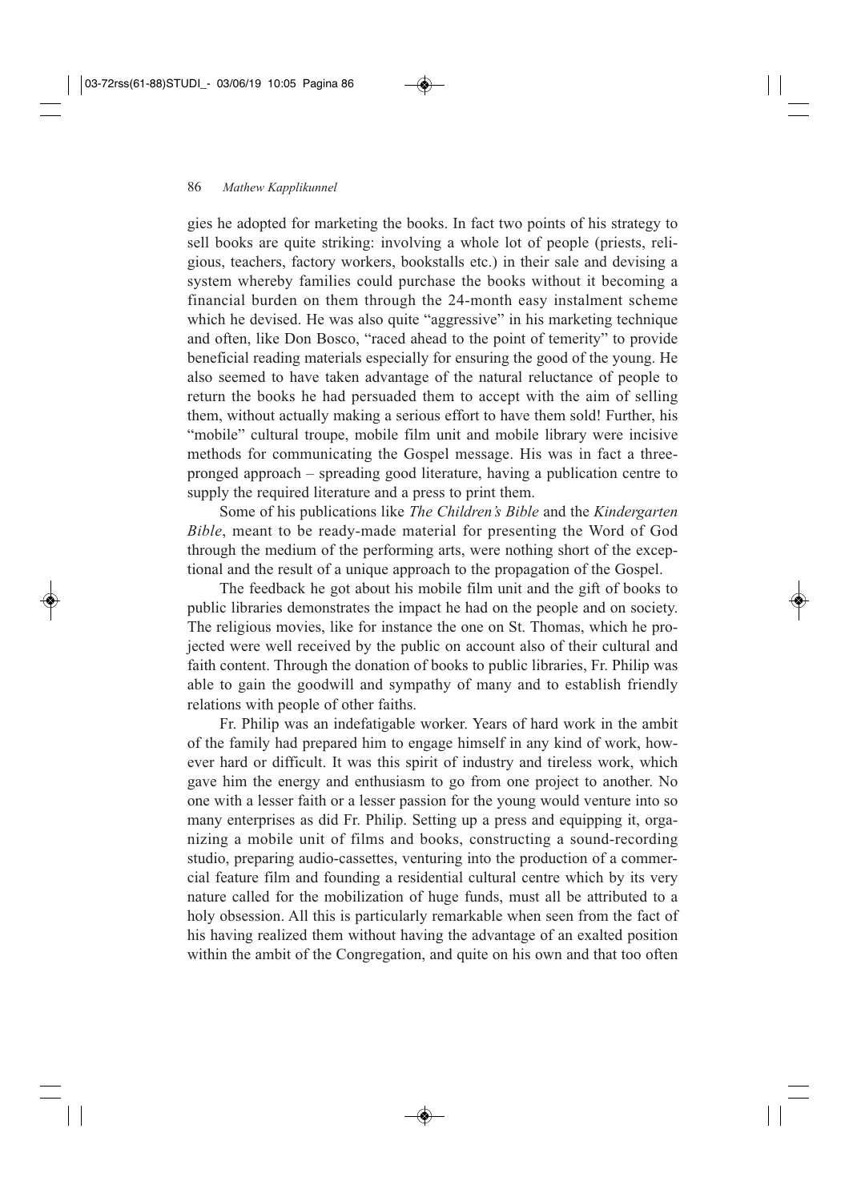gies he adopted for marketing the books. In fact two points of his strategy to sell books are quite striking: involving a whole lot of people (priests, religious, teachers, factory workers, bookstalls etc.) in their sale and devising a system whereby families could purchase the books without it becoming a financial burden on them through the 24-month easy instalment scheme which he devised. He was also quite "aggressive" in his marketing technique and often, like Don Bosco, "raced ahead to the point of temerity" to provide beneficial reading materials especially for ensuring the good of the young. He also seemed to have taken advantage of the natural reluctance of people to return the books he had persuaded them to accept with the aim of selling them, without actually making a serious effort to have them sold! Further, his "mobile" cultural troupe, mobile film unit and mobile library were incisive methods for communicating the Gospel message. His was in fact a three-pronged approach – spreading good literature, having a publication centre to supply the required literature and a press to print them.

Some of his publications like *The Children's Bible* and the *Kindergarten Bible*, meant to be ready-made material for presenting the Word of God through the medium of the performing arts, were nothing short of the exceptional and the result of a unique approach to the propagation of the Gospel.

The feedback he got about his mobile film unit and the gift of books to public libraries demonstrates the impact he had on the people and on society. The religious movies, like for instance the one on St. Thomas, which he projected were well received by the public on account also of their cultural and faith content. Through the donation of books to public libraries, Fr. Philip was able to gain the goodwill and sympathy of many and to establish friendly relations with people of other faiths.

Fr. Philip was an indefatigable worker. Years of hard work in the ambit of the family had prepared him to engage himself in any kind of work, however hard or difficult. It was this spirit of industry and tireless work, which gave him the energy and enthusiasm to go from one project to another. No one with a lesser faith or a lesser passion for the young would venture into so many enterprises as did Fr. Philip. Setting up a press and equipping it, organizing a mobile unit of films and books, constructing a sound-recording studio, preparing audio-cassettes, venturing into the production of a commercial feature film and founding a residential cultural centre which by its very nature called for the mobilization of huge funds, must all be attributed to a holy obsession. All this is particularly remarkable when seen from the fact of his having realized them without having the advantage of an exalted position within the ambit of the Congregation, and quite on his own and that too often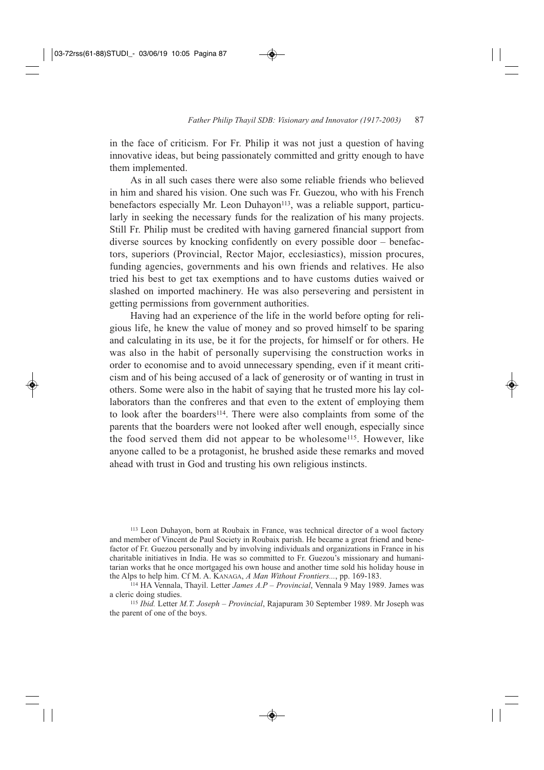in the face of criticism. For Fr. Philip it was not just a question of having innovative ideas, but being passionately committed and gritty enough to have them implemented.

As in all such cases there were also some reliable friends who believed in him and shared his vision. One such was Fr. Guezou, who with his French benefactors especially Mr. Leon Duhayon[113], was a reliable support, particularly in seeking the necessary funds for the realization of his many projects. Still Fr. Philip must be credited with having garnered financial support from diverse sources by knocking confidently on every possible door – benefactors, superiors (Provincial, Rector Major, ecclesiastics), mission procures, funding agencies, governments and his own friends and relatives. He also tried his best to get tax exemptions and to have customs duties waived or slashed on imported machinery. He was also persevering and persistent in getting permissions from government authorities.

Having had an experience of the life in the world before opting for religious life, he knew the value of money and so proved himself to be sparing and calculating in its use, be it for the projects, for himself or for others. He was also in the habit of personally supervising the construction works in order to economise and to avoid unnecessary spending, even if it meant criticism and of his being accused of a lack of generosity or of wanting in trust in others. Some were also in the habit of saying that he trusted more his lay collaborators than the confreres and that even to the extent of employing them to look after the boarders[114]. There were also complaints from some of the parents that the boarders were not looked after well enough, especially since the food served them did not appear to be wholesome[115]. However, like anyone called to be a protagonist, he brushed aside these remarks and moved ahead with trust in God and trusting his own religious instincts.

---

[113] Leon Duhayon, born at Roubaix in France, was technical director of a wool factory and member of Vincent de Paul Society in Roubaix parish. He became a great friend and benefactor of Fr. Guezou personally and by involving individuals and organizations in France in his charitable initiatives in India. He was so committed to Fr. Guezou's missionary and humanitarian works that he once mortgaged his own house and another time sold his holiday house in the Alps to help him. Cf M. A. KANAGA, *A Man Without Frontiers...*, pp. 169-183.

[114] HA Vennala, Thayil. Letter *James A.P – Provincial*, Vennala 9 May 1989. James was a cleric doing studies.

[115] *Ibid.* Letter *M.T. Joseph – Provincial*, Rajapuram 30 September 1989. Mr Joseph was the parent of one of the boys.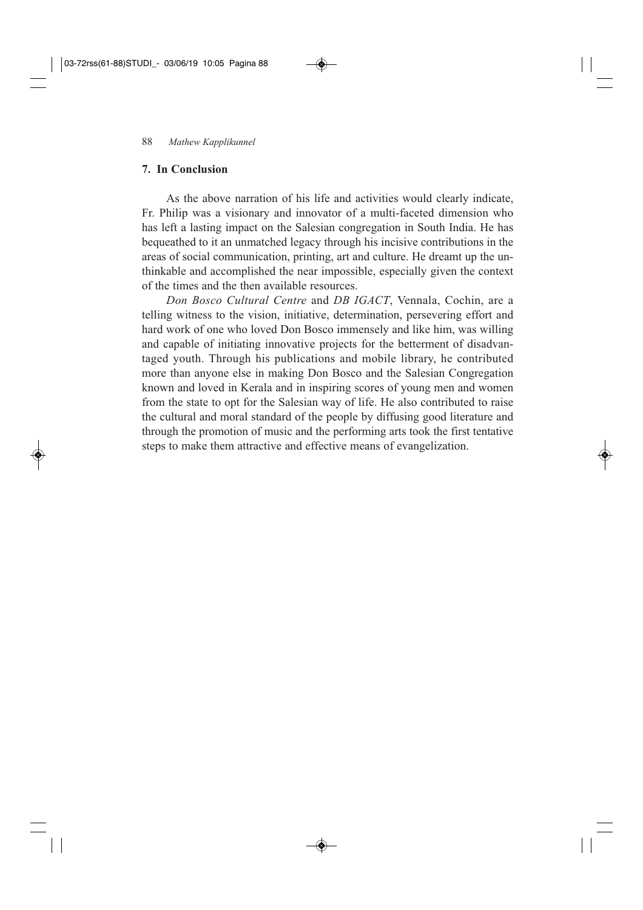## 7. In Conclusion

As the above narration of his life and activities would clearly indicate, Fr. Philip was a visionary and innovator of a multi-faceted dimension who has left a lasting impact on the Salesian congregation in South India. He has bequeathed to it an unmatched legacy through his incisive contributions in the areas of social communication, printing, art and culture. He dreamt up the unthinkable and accomplished the near impossible, especially given the context of the times and the then available resources.

*Don Bosco Cultural Centre* and *DB IGACT*, Vennala, Cochin, are a telling witness to the vision, initiative, determination, persevering effort and hard work of one who loved Don Bosco immensely and like him, was willing and capable of initiating innovative projects for the betterment of disadvantaged youth. Through his publications and mobile library, he contributed more than anyone else in making Don Bosco and the Salesian Congregation known and loved in Kerala and in inspiring scores of young men and women from the state to opt for the Salesian way of life. He also contributed to raise the cultural and moral standard of the people by diffusing good literature and through the promotion of music and the performing arts took the first tentative steps to make them attractive and effective means of evangelization.